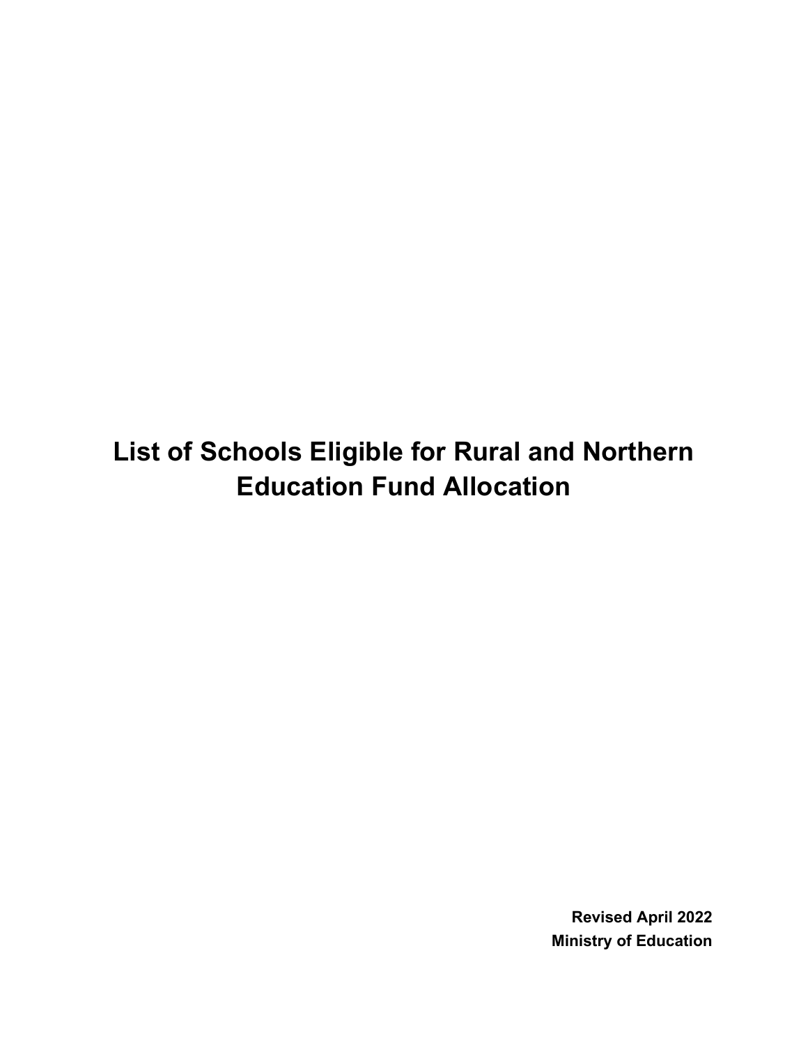# List of Schools Eligible for Rural and Northern Education Fund Allocation

**Revised April 2022**
**Ministry of Education**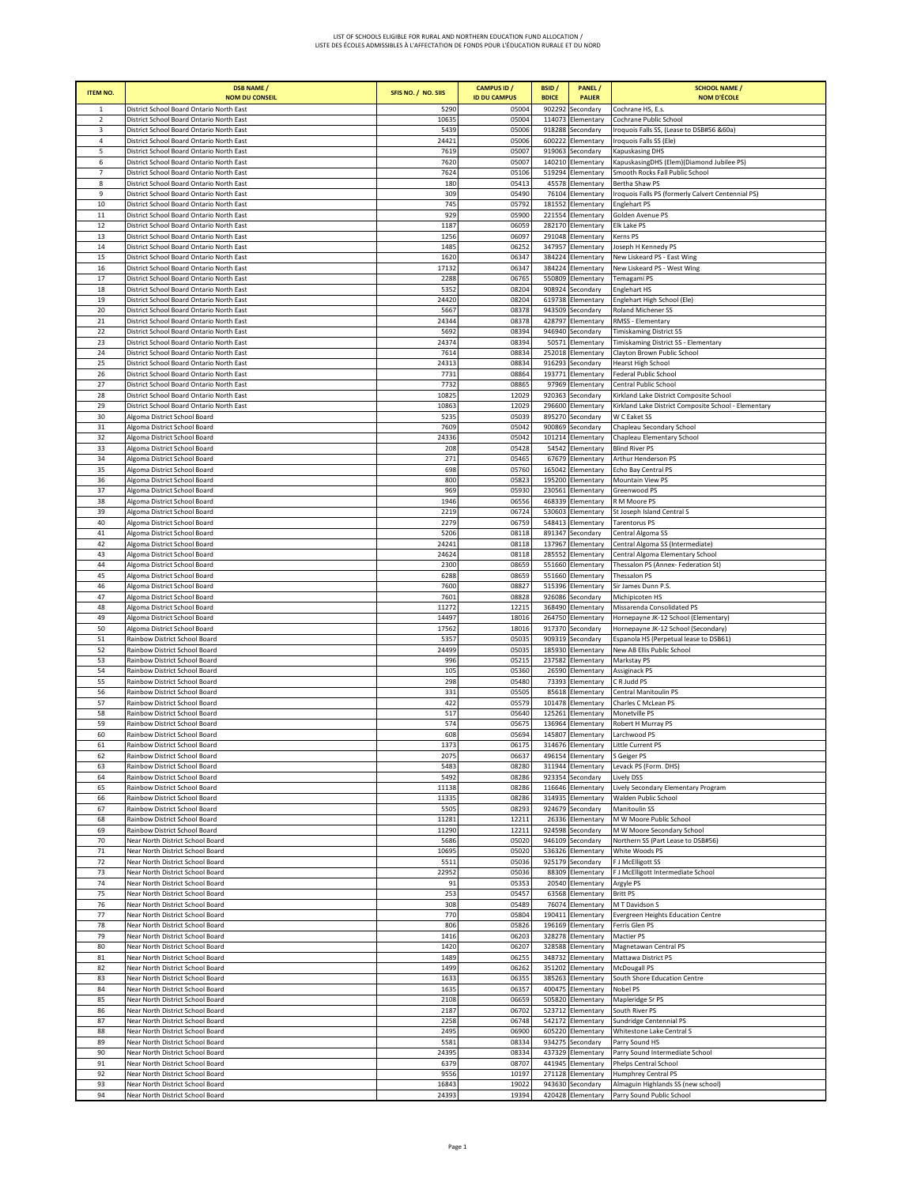LIST OF SCHOOLS ELIGIBLE FOR RURAL AND NORTHERN EDUCATION FUND ALLOCATION /
LISTE DES ÉCOLES ADMISSIBLES À L'AFFECTATION DE FONDS POUR L'ÉDUCATION RURALE ET DU NORD

| ITEM NO. | DSB NAME / NOM DU CONSEIL | SFIS NO. / NO. SIIS | CAMPUS ID / ID DU CAMPUS | BSID / BDICE | PANEL / PALIER | SCHOOL NAME / NOM D'ÉCOLE |
|---|---|---|---|---|---|---|
| 1 | District School Board Ontario North East | 5290 | 05004 | 902292 | Secondary | Cochrane HS, E.s. |
| 2 | District School Board Ontario North East | 10635 | 05004 | 114073 | Elementary | Cochrane Public School |
| 3 | District School Board Ontario North East | 5439 | 05006 | 918288 | Secondary | Iroquois Falls SS, (Lease to DSB#56 &60a) |
| 4 | District School Board Ontario North East | 24421 | 05006 | 600222 | Elementary | Iroquois Falls SS (Ele) |
| 5 | District School Board Ontario North East | 7619 | 05007 | 919063 | Secondary | Kapuskasing DHS |
| 6 | District School Board Ontario North East | 7620 | 05007 | 140210 | Elementary | KapuskasingDHS (Elem)(Diamond Jubilee PS) |
| 7 | District School Board Ontario North East | 7624 | 05106 | 519294 | Elementary | Smooth Rocks Fall Public School |
| 8 | District School Board Ontario North East | 180 | 05413 | 45578 | Elementary | Bertha Shaw PS |
| 9 | District School Board Ontario North East | 309 | 05490 | 76104 | Elementary | Iroquois Falls PS (formerly Calvert Centennial PS) |
| 10 | District School Board Ontario North East | 745 | 05792 | 181552 | Elementary | Englehart PS |
| 11 | District School Board Ontario North East | 929 | 05900 | 221554 | Elementary | Golden Avenue PS |
| 12 | District School Board Ontario North East | 1187 | 06059 | 282170 | Elementary | Elk Lake PS |
| 13 | District School Board Ontario North East | 1256 | 06097 | 291048 | Elementary | Kerns PS |
| 14 | District School Board Ontario North East | 1485 | 06252 | 347957 | Elementary | Joseph H Kennedy PS |
| 15 | District School Board Ontario North East | 1620 | 06347 | 384224 | Elementary | New Liskeard PS - East Wing |
| 16 | District School Board Ontario North East | 17132 | 06347 | 384224 | Elementary | New Liskeard PS - West Wing |
| 17 | District School Board Ontario North East | 2288 | 06765 | 550809 | Elementary | Temagami PS |
| 18 | District School Board Ontario North East | 5352 | 08204 | 908924 | Secondary | Englehart HS |
| 19 | District School Board Ontario North East | 24420 | 08204 | 619738 | Elementary | Englehart High School (Ele) |
| 20 | District School Board Ontario North East | 5667 | 08378 | 943509 | Secondary | Roland Michener SS |
| 21 | District School Board Ontario North East | 24344 | 08378 | 428797 | Elementary | RMSS - Elementary |
| 22 | District School Board Ontario North East | 5692 | 08394 | 946940 | Secondary | Timiskaming District SS |
| 23 | District School Board Ontario North East | 24374 | 08394 | 50571 | Elementary | Timiskaming District SS - Elementary |
| 24 | District School Board Ontario North East | 7614 | 08834 | 252018 | Elementary | Clayton Brown Public School |
| 25 | District School Board Ontario North East | 24313 | 08834 | 916293 | Secondary | Hearst High School |
| 26 | District School Board Ontario North East | 7731 | 08864 | 193771 | Elementary | Federal Public School |
| 27 | District School Board Ontario North East | 7732 | 08865 | 97969 | Elementary | Central Public School |
| 28 | District School Board Ontario North East | 10825 | 12029 | 920363 | Secondary | Kirkland Lake District Composite School |
| 29 | District School Board Ontario North East | 10863 | 12029 | 296600 | Elementary | Kirkland Lake District Composite School - Elementary |
| 30 | Algoma District School Board | 5235 | 05039 | 895270 | Secondary | W C Eaket SS |
| 31 | Algoma District School Board | 7609 | 05042 | 900869 | Secondary | Chapleau Secondary School |
| 32 | Algoma District School Board | 24336 | 05042 | 101214 | Elementary | Chapleau Elementary School |
| 33 | Algoma District School Board | 208 | 05428 | 54542 | Elementary | Blind River PS |
| 34 | Algoma District School Board | 271 | 05465 | 67679 | Elementary | Arthur Henderson PS |
| 35 | Algoma District School Board | 698 | 05760 | 165042 | Elementary | Echo Bay Central PS |
| 36 | Algoma District School Board | 800 | 05823 | 195200 | Elementary | Mountain View PS |
| 37 | Algoma District School Board | 969 | 05930 | 230561 | Elementary | Greenwood PS |
| 38 | Algoma District School Board | 1946 | 06556 | 468339 | Elementary | R M Moore PS |
| 39 | Algoma District School Board | 2219 | 06724 | 530603 | Elementary | St Joseph Island Central S |
| 40 | Algoma District School Board | 2279 | 06759 | 548413 | Elementary | Tarentorus PS |
| 41 | Algoma District School Board | 5206 | 08118 | 891347 | Secondary | Central Algoma SS |
| 42 | Algoma District School Board | 24241 | 08118 | 137967 | Elementary | Central Algoma SS (Intermediate) |
| 43 | Algoma District School Board | 24624 | 08118 | 285552 | Elementary | Central Algoma Elementary School |
| 44 | Algoma District School Board | 2300 | 08659 | 551660 | Elementary | Thessalon PS (Annex- Federation St) |
| 45 | Algoma District School Board | 6288 | 08659 | 551660 | Elementary | Thessalon PS |
| 46 | Algoma District School Board | 7600 | 08827 | 515396 | Elementary | Sir James Dunn P.S. |
| 47 | Algoma District School Board | 7601 | 08828 | 926086 | Secondary | Michipicoten HS |
| 48 | Algoma District School Board | 11272 | 12215 | 368490 | Elementary | Missarenda Consolidated PS |
| 49 | Algoma District School Board | 14497 | 18016 | 264750 | Elementary | Hornepayne JK-12 School (Elementary) |
| 50 | Algoma District School Board | 17562 | 18016 | 917370 | Secondary | Hornepayne JK-12 School (Secondary) |
| 51 | Rainbow District School Board | 5357 | 05035 | 909319 | Secondary | Espanola HS (Perpetual lease to DSB61) |
| 52 | Rainbow District School Board | 24499 | 05035 | 185930 | Elementary | New AB Ellis Public School |
| 53 | Rainbow District School Board | 996 | 05215 | 237582 | Elementary | Markstay PS |
| 54 | Rainbow District School Board | 105 | 05360 | 26590 | Elementary | Assiginack PS |
| 55 | Rainbow District School Board | 298 | 05480 | 73393 | Elementary | C R Judd PS |
| 56 | Rainbow District School Board | 331 | 05505 | 85618 | Elementary | Central Manitoulin PS |
| 57 | Rainbow District School Board | 422 | 05579 | 101478 | Elementary | Charles C McLean PS |
| 58 | Rainbow District School Board | 517 | 05640 | 125261 | Elementary | Monetville PS |
| 59 | Rainbow District School Board | 574 | 05675 | 136964 | Elementary | Robert H Murray PS |
| 60 | Rainbow District School Board | 608 | 05694 | 145807 | Elementary | Larchwood PS |
| 61 | Rainbow District School Board | 1373 | 06175 | 314676 | Elementary | Little Current PS |
| 62 | Rainbow District School Board | 2075 | 06637 | 496154 | Elementary | S Geiger PS |
| 63 | Rainbow District School Board | 5483 | 08280 | 311944 | Elementary | Levack PS (Form. DHS) |
| 64 | Rainbow District School Board | 5492 | 08286 | 923354 | Secondary | Lively DSS |
| 65 | Rainbow District School Board | 11138 | 08286 | 116646 | Elementary | Lively Secondary Elementary Program |
| 66 | Rainbow District School Board | 11335 | 08286 | 314935 | Elementary | Walden Public School |
| 67 | Rainbow District School Board | 5505 | 08293 | 924679 | Secondary | Manitoulin SS |
| 68 | Rainbow District School Board | 11281 | 12211 | 26336 | Elementary | M W Moore Public School |
| 69 | Rainbow District School Board | 11290 | 12211 | 924598 | Secondary | M W Moore Secondary School |
| 70 | Near North District School Board | 5686 | 05020 | 946109 | Secondary | Northern SS (Part Lease to DSB#56) |
| 71 | Near North District School Board | 10695 | 05020 | 536326 | Elementary | White Woods PS |
| 72 | Near North District School Board | 5511 | 05036 | 925179 | Secondary | F J McElligott SS |
| 73 | Near North District School Board | 22952 | 05036 | 88309 | Elementary | F J McElligott Intermediate School |
| 74 | Near North District School Board | 91 | 05353 | 20540 | Elementary | Argyle PS |
| 75 | Near North District School Board | 253 | 05457 | 63568 | Elementary | Britt PS |
| 76 | Near North District School Board | 308 | 05489 | 76074 | Elementary | M T Davidson S |
| 77 | Near North District School Board | 770 | 05804 | 190411 | Elementary | Evergreen Heights Education Centre |
| 78 | Near North District School Board | 806 | 05826 | 196169 | Elementary | Ferris Glen PS |
| 79 | Near North District School Board | 1416 | 06203 | 328278 | Elementary | Mactier PS |
| 80 | Near North District School Board | 1420 | 06207 | 328588 | Elementary | Magnetawan Central PS |
| 81 | Near North District School Board | 1489 | 06255 | 348732 | Elementary | Mattawa District PS |
| 82 | Near North District School Board | 1499 | 06262 | 351202 | Elementary | McDougall PS |
| 83 | Near North District School Board | 1633 | 06355 | 385263 | Elementary | South Shore Education Centre |
| 84 | Near North District School Board | 1635 | 06357 | 400475 | Elementary | Nobel PS |
| 85 | Near North District School Board | 2108 | 06659 | 505820 | Elementary | Mapleridge Sr PS |
| 86 | Near North District School Board | 2187 | 06702 | 523712 | Elementary | South River PS |
| 87 | Near North District School Board | 2258 | 06748 | 542172 | Elementary | Sundridge Centennial PS |
| 88 | Near North District School Board | 2495 | 06900 | 605220 | Elementary | Whitestone Lake Central S |
| 89 | Near North District School Board | 5581 | 08334 | 934275 | Secondary | Parry Sound HS |
| 90 | Near North District School Board | 24395 | 08334 | 437329 | Elementary | Parry Sound Intermediate School |
| 91 | Near North District School Board | 6379 | 08707 | 441945 | Elementary | Phelps Central School |
| 92 | Near North District School Board | 9556 | 10197 | 271128 | Elementary | Humphrey Central PS |
| 93 | Near North District School Board | 16843 | 19022 | 943630 | Secondary | Almaguin Highlands SS (new school) |
| 94 | Near North District School Board | 24393 | 19394 | 420428 | Elementary | Parry Sound Public School |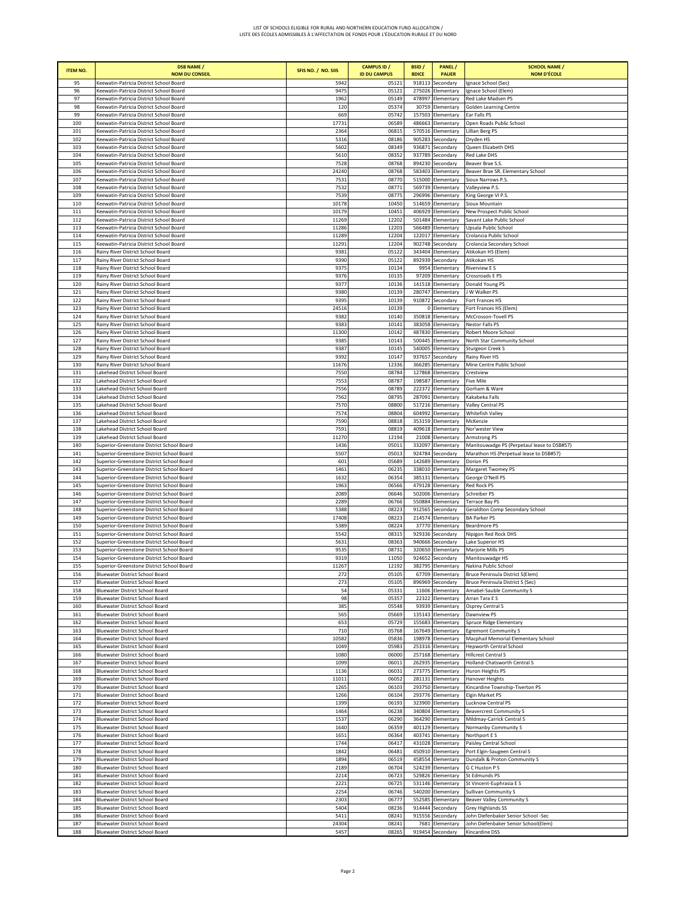LIST OF SCHOOLS ELIGIBLE FOR RURAL AND NORTHERN EDUCATION FUND ALLOCATION / 
LISTE DES ÉCOLES ADMISSIBLES À L'AFFECTATION DE FONDS POUR L'ÉDUCATION RURALE ET DU NORD

| ITEM NO. | DSB NAME / NOM DU CONSEIL | SFIS NO. / NO. SIIS | CAMPUS ID / ID DU CAMPUS | BSID / BDICE | PANEL / PALIER | SCHOOL NAME / NOM D'ÉCOLE |
|---|---|---|---|---|---|---|
| 95 | Keewatin-Patricia District School Board | 5942 | 05121 | 918113 | Secondary | Ignace School (Sec) |
| 96 | Keewatin-Patricia District School Board | 9475 | 05121 | 275026 | Elementary | Ignace School (Elem) |
| 97 | Keewatin-Patricia District School Board | 1962 | 05149 | 478997 | Elementary | Red Lake Madsen PS |
| 98 | Keewatin-Patricia District School Board | 120 | 05374 | 30759 | Elementary | Golden Learning Centre |
| 99 | Keewatin-Patricia District School Board | 669 | 05742 | 157503 | Elementary | Ear Falls PS |
| 100 | Keewatin-Patricia District School Board | 17731 | 06589 | 486663 | Elementary | Open Roads Public School |
| 101 | Keewatin-Patricia District School Board | 2364 | 06815 | 570516 | Elementary | Lillian Berg PS |
| 102 | Keewatin-Patricia District School Board | 5316 | 08186 | 905283 | Secondary | Dryden HS |
| 103 | Keewatin-Patricia District School Board | 5602 | 08349 | 936871 | Secondary | Queen Elizabeth DHS |
| 104 | Keewatin-Patricia District School Board | 5610 | 08352 | 937789 | Secondary | Red Lake DHS |
| 105 | Keewatin-Patricia District School Board | 7528 | 08768 | 894230 | Secondary | Beaver Brae S.S. |
| 106 | Keewatin-Patricia District School Board | 24240 | 08768 | 583403 | Elementary | Beaver Brae SR. Elementary School |
| 107 | Keewatin-Patricia District School Board | 7531 | 08770 | 515000 | Elementary | Sioux Narrows P.S. |
| 108 | Keewatin-Patricia District School Board | 7532 | 08771 | 569739 | Elementary | Valleyview P.S. |
| 109 | Keewatin-Patricia District School Board | 7539 | 08775 | 296996 | Elementary | King George VI P.S. |
| 110 | Keewatin-Patricia District School Board | 10178 | 10450 | 514659 | Elementary | Sioux Mountain |
| 111 | Keewatin-Patricia District School Board | 10179 | 10451 | 406929 | Elementary | New Prospect Public School |
| 112 | Keewatin-Patricia District School Board | 11269 | 12202 | 501484 | Elementary | Savant Lake Public School |
| 113 | Keewatin-Patricia District School Board | 11286 | 12203 | 566489 | Elementary | Upsala Public School |
| 114 | Keewatin-Patricia District School Board | 11289 | 12204 | 122017 | Elementary | Crolancia Public School |
| 115 | Keewatin-Patricia District School Board | 11291 | 12204 | 902748 | Secondary | Crolancia Secondary School |
| 116 | Rainy River District School Board | 9381 | 05122 | 343404 | Elementary | Atikokan HS (Elem) |
| 117 | Rainy River District School Board | 9390 | 05122 | 892939 | Secondary | Atikokan HS |
| 118 | Rainy River District School Board | 9375 | 10134 | 9954 | Elementary | Riverview E S |
| 119 | Rainy River District School Board | 9376 | 10135 | 97209 | Elementary | Crossroads E PS |
| 120 | Rainy River District School Board | 9377 | 10136 | 141518 | Elementary | Donald Young PS |
| 121 | Rainy River District School Board | 9380 | 10139 | 280747 | Elementary | J W Walker PS |
| 122 | Rainy River District School Board | 9395 | 10139 | 910872 | Secondary | Fort Frances HS |
| 123 | Rainy River District School Board | 24516 | 10139 | 0 | Elementary | Fort Frances HS (Elem) |
| 124 | Rainy River District School Board | 9382 | 10140 | 350818 | Elementary | McCrosson-Tovell PS |
| 125 | Rainy River District School Board | 9383 | 10141 | 383058 | Elementary | Nestor Falls PS |
| 126 | Rainy River District School Board | 11300 | 10142 | 487830 | Elementary | Robert Moore School |
| 127 | Rainy River District School Board | 9385 | 10143 | 500445 | Elementary | North Star Community School |
| 128 | Rainy River District School Board | 9387 | 10145 | 540005 | Elementary | Sturgeon Creek S |
| 129 | Rainy River District School Board | 9392 | 10147 | 937657 | Secondary | Rainy River HS |
| 130 | Rainy River District School Board | 11676 | 12336 | 366285 | Elementary | Mine Centre Public School |
| 131 | Lakehead District School Board | 7550 | 08784 | 127868 | Elementary | Crestview |
| 132 | Lakehead District School Board | 7553 | 08787 | 198587 | Elementary | Five Mile |
| 133 | Lakehead District School Board | 7556 | 08789 | 222372 | Elementary | Gorham & Ware |
| 134 | Lakehead District School Board | 7562 | 08795 | 287091 | Elementary | Kakabeka Falls |
| 135 | Lakehead District School Board | 7570 | 08800 | 517216 | Elementary | Valley Central PS |
| 136 | Lakehead District School Board | 7574 | 08804 | 604992 | Elementary | Whitefish Valley |
| 137 | Lakehead District School Board | 7590 | 08818 | 353159 | Elementary | McKenzie |
| 138 | Lakehead District School Board | 7591 | 08819 | 409618 | Elementary | Nor'wester View |
| 139 | Lakehead District School Board | 11270 | 12194 | 21008 | Elementary | Armstrong PS |
| 140 | Superior-Greenstone District School Board | 1436 | 05011 | 332097 | Elementary | Manitouwadge PS (Perpetaul lease to DSB#57) |
| 141 | Superior-Greenstone District School Board | 5507 | 05013 | 924784 | Secondary | Marathon HS (Perpetual lease to DSB#57) |
| 142 | Superior-Greenstone District School Board | 601 | 05689 | 142689 | Elementary | Dorion PS |
| 143 | Superior-Greenstone District School Board | 1461 | 06235 | 338010 | Elementary | Margaret Twomey PS |
| 144 | Superior-Greenstone District School Board | 1632 | 06354 | 385131 | Elementary | George O'Neill PS |
| 145 | Superior-Greenstone District School Board | 1963 | 06566 | 479128 | Elementary | Red Rock PS |
| 146 | Superior-Greenstone District School Board | 2089 | 06646 | 502006 | Elementary | Schreiber PS |
| 147 | Superior-Greenstone District School Board | 2289 | 06766 | 550884 | Elementary | Terrace Bay PS |
| 148 | Superior-Greenstone District School Board | 5388 | 08223 | 912565 | Secondary | Geraldton Comp Secondary School |
| 149 | Superior-Greenstone District School Board | 17408 | 08223 | 214574 | Elementary | BA Parker PS |
| 150 | Superior-Greenstone District School Board | 5389 | 08224 | 37770 | Elementary | Beardmore PS |
| 151 | Superior-Greenstone District School Board | 5542 | 08315 | 929336 | Secondary | Nipigon Red Rock DHS |
| 152 | Superior-Greenstone District School Board | 5631 | 08363 | 940666 | Secondary | Lake Superior HS |
| 153 | Superior-Greenstone District School Board | 9535 | 08731 | 320650 | Elementary | Marjorie Mills PS |
| 154 | Superior-Greenstone District School Board | 9319 | 11050 | 924652 | Secondary | Manitouwadge HS |
| 155 | Superior-Greenstone District School Board | 11267 | 12192 | 382795 | Elementary | Nakina Public School |
| 156 | Bluewater District School Board | 272 | 05105 | 67709 | Elementary | Bruce Peninsula District S(Elem) |
| 157 | Bluewater District School Board | 273 | 05105 | 896969 | Secondary | Bruce Peninsula District S (Sec) |
| 158 | Bluewater District School Board | 54 | 05331 | 11606 | Elementary | Amabel-Sauble Community S |
| 159 | Bluewater District School Board | 98 | 05357 | 22322 | Elementary | Arran Tara E S |
| 160 | Bluewater District School Board | 385 | 05548 | 93939 | Elementary | Osprey Central S |
| 161 | Bluewater District School Board | 565 | 05669 | 135143 | Elementary | Dawnview PS |
| 162 | Bluewater District School Board | 653 | 05729 | 155683 | Elementary | Spruce Ridge Elementary |
| 163 | Bluewater District School Board | 710 | 05768 | 167649 | Elementary | Egremont Community S |
| 164 | Bluewater District School Board | 10582 | 05836 | 198978 | Elementary | Macphail Memorial Elementary School |
| 165 | Bluewater District School Board | 1049 | 05983 | 253316 | Elementary | Hepworth Central School |
| 166 | Bluewater District School Board | 1080 | 06000 | 257168 | Elementary | Hillcrest Central S |
| 167 | Bluewater District School Board | 1099 | 06011 | 262935 | Elementary | Holland-Chatsworth Central S |
| 168 | Bluewater District School Board | 1136 | 06031 | 273775 | Elementary | Huron Heights PS |
| 169 | Bluewater District School Board | 11011 | 06052 | 281131 | Elementary | Hanover Heights |
| 170 | Bluewater District School Board | 1265 | 06103 | 293750 | Elementary | Kincardine Township-Tiverton PS |
| 171 | Bluewater District School Board | 1266 | 06104 | 293776 | Elementary | Elgin Market PS |
| 172 | Bluewater District School Board | 1399 | 06193 | 323900 | Elementary | Lucknow Central PS |
| 173 | Bluewater District School Board | 1464 | 06238 | 340804 | Elementary | Beavercrest Community S |
| 174 | Bluewater District School Board | 1537 | 06290 | 364290 | Elementary | Mildmay-Carrick Central S |
| 175 | Bluewater District School Board | 1640 | 06359 | 401129 | Elementary | Normanby Community S |
| 176 | Bluewater District School Board | 1651 | 06364 | 403741 | Elementary | Northport E S |
| 177 | Bluewater District School Board | 1744 | 06417 | 431028 | Elementary | Paisley Central School |
| 178 | Bluewater District School Board | 1842 | 06481 | 450910 | Elementary | Port Elgin-Saugeen Central S |
| 179 | Bluewater District School Board | 1894 | 06519 | 458554 | Elementary | Dundalk & Proton Community S |
| 180 | Bluewater District School Board | 2189 | 06704 | 524239 | Elementary | G C Huston P S |
| 181 | Bluewater District School Board | 2214 | 06723 | 529826 | Elementary | St Edmunds PS |
| 182 | Bluewater District School Board | 2221 | 06725 | 531146 | Elementary | St Vincent-Euphrasia E S |
| 183 | Bluewater District School Board | 2254 | 06746 | 540200 | Elementary | Sullivan Community S |
| 184 | Bluewater District School Board | 2303 | 06777 | 552585 | Elementary | Beaver Valley Community S |
| 185 | Bluewater District School Board | 5404 | 08236 | 914444 | Secondary | Grey Highlands SS |
| 186 | Bluewater District School Board | 5411 | 08241 | 915556 | Secondary | John Diefenbaker Senior School -Sec |
| 187 | Bluewater District School Board | 24304 | 08241 | 7681 | Elementary | John Diefenbaker Senior School(Elem) |
| 188 | Bluewater District School Board | 5457 | 08265 | 919454 | Secondary | Kincardine DSS |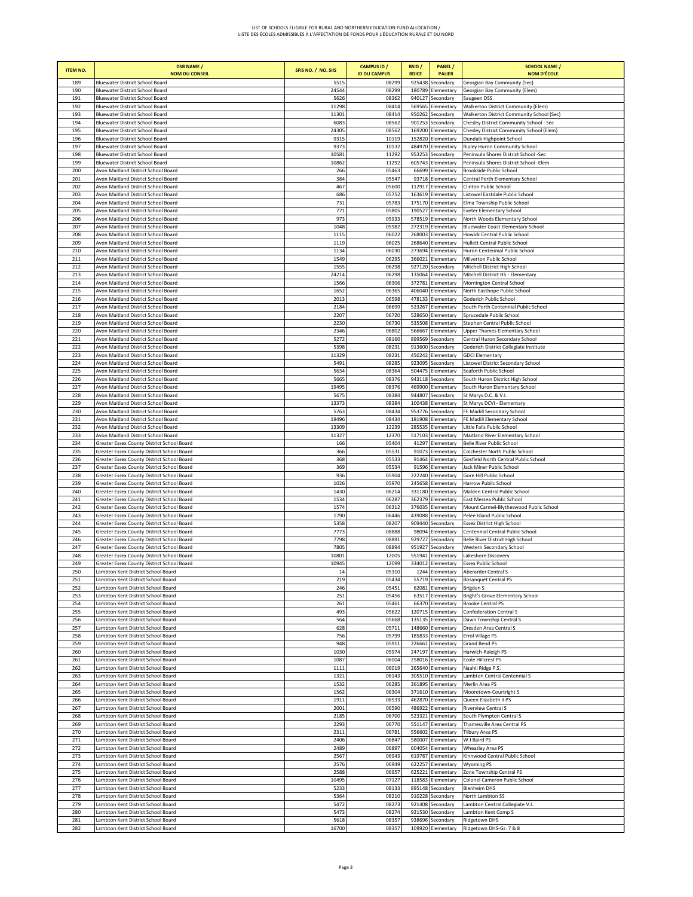LIST OF SCHOOLS ELIGIBLE FOR RURAL AND NORTHERN EDUCATION FUND ALLOCATION / LISTE DES ÉCOLES ADMISSIBLES À L'AFFECTATION DE FONDS POUR L'ÉDUCATION RURALE ET DU NORD

| ITEM NO. | DSB NAME / NOM DU CONSEIL | SFIS NO. / NO. SIIS | CAMPUS ID / ID DU CAMPUS | BSID / BDICE | PANEL / PALIER | SCHOOL NAME / NOM D'ÉCOLE |
|---|---|---|---|---|---|---|
| 189 | Bluewater District School Board | 5515 | 08299 | 925438 | Secondary | Georgian Bay Community (Sec) |
| 190 | Bluewater District School Board | 24544 | 08299 | 180789 | Elementary | Georgian Bay Community (Elem) |
| 191 | Bluewater District School Board | 5626 | 08362 | 940127 | Secondary | Saugeen DSS |
| 192 | Bluewater District School Board | 11298 | 08414 | 569565 | Elementary | Walkerton District Community (Elem) |
| 193 | Bluewater District School Board | 11301 | 08414 | 950262 | Secondary | Walkerton District Community School (Sec) |
| 194 | Bluewater District School Board | 6083 | 08562 | 901253 | Secondary | Chesley District Community School - Sec |
| 195 | Bluewater District School Board | 24305 | 08562 | 169200 | Elementary | Chesley District Community School (Elem) |
| 196 | Bluewater District School Board | 9315 | 10119 | 152820 | Elementary | Dundalk Highpoint School |
| 197 | Bluewater District School Board | 9373 | 10132 | 484970 | Elementary | Ripley Huron Community School |
| 198 | Bluewater District School Board | 10581 | 11292 | 953253 | Secondary | Peninsula Shores District School -Sec |
| 199 | Bluewater District School Board | 10862 | 11292 | 605743 | Elementary | Peninsula Shores District School -Elem |
| 200 | Avon Maitland District School Board | 266 | 05463 | 66699 | Elementary | Brookside Public School |
| 201 | Avon Maitland District School Board | 384 | 05547 | 93718 | Elementary | Central Perth Elementary School |
| 202 | Avon Maitland District School Board | 467 | 05600 | 112917 | Elementary | Clinton Public School |
| 203 | Avon Maitland District School Board | 686 | 05752 | 163619 | Elementary | Listowel Eastdale Public School |
| 204 | Avon Maitland District School Board | 731 | 05783 | 175170 | Elementary | Elma Township Public School |
| 205 | Avon Maitland District School Board | 771 | 05805 | 190527 | Elementary | Exeter Elementary School |
| 206 | Avon Maitland District School Board | 973 | 05933 | 578519 | Elementary | North Woods Elementary School |
| 207 | Avon Maitland District School Board | 1048 | 05982 | 272319 | Elementary | Bluewater Coast Elementary School |
| 208 | Avon Maitland District School Board | 1115 | 06022 | 268003 | Elementary | Howick Central Public School |
| 209 | Avon Maitland District School Board | 1119 | 06025 | 268640 | Elementary | Hullett Central Public School |
| 210 | Avon Maitland District School Board | 1134 | 06030 | 273694 | Elementary | Huron Centennial Public School |
| 211 | Avon Maitland District School Board | 1549 | 06295 | 366021 | Elementary | Milverton Public School |
| 212 | Avon Maitland District School Board | 1555 | 06298 | 927120 | Secondary | Mitchell District High School |
| 213 | Avon Maitland District School Board | 24214 | 06298 | 135064 | Elementary | Mitchell District HS - Elementary |
| 214 | Avon Maitland District School Board | 1566 | 06306 | 372781 | Elementary | Mornington Central School |
| 215 | Avon Maitland District School Board | 1652 | 06365 | 406040 | Elementary | North Easthope Public School |
| 216 | Avon Maitland District School Board | 2013 | 06598 | 478133 | Elementary | Goderich Public School |
| 217 | Avon Maitland District School Board | 2184 | 06699 | 523267 | Elementary | South Perth Centennial Public School |
| 218 | Avon Maitland District School Board | 2207 | 06720 | 528650 | Elementary | Sprucedale Public School |
| 219 | Avon Maitland District School Board | 2230 | 06730 | 535508 | Elementary | Stephen Central Public School |
| 220 | Avon Maitland District School Board | 2346 | 06802 | 566667 | Elementary | Upper Thames Elementary School |
| 221 | Avon Maitland District School Board | 5272 | 08160 | 899569 | Secondary | Central Huron Secondary School |
| 222 | Avon Maitland District School Board | 5398 | 08231 | 913600 | Secondary | Goderich District Collegiate Institute |
| 223 | Avon Maitland District School Board | 11329 | 08231 | 450242 | Elementary | GDCI Elementary |
| 224 | Avon Maitland District School Board | 5491 | 08285 | 923095 | Secondary | Listowel District Secondary School |
| 225 | Avon Maitland District School Board | 5634 | 08364 | 504475 | Elementary | Seaforth Public School |
| 226 | Avon Maitland District School Board | 5665 | 08376 | 943118 | Secondary | South Huron District High School |
| 227 | Avon Maitland District School Board | 19495 | 08376 | 469900 | Elementary | South Huron Elementary School |
| 228 | Avon Maitland District School Board | 5675 | 08384 | 944807 | Secondary | St Marys D.C. & V.I. |
| 229 | Avon Maitland District School Board | 13373 | 08384 | 100438 | Elementary | St Marys DCVI - Elementary |
| 230 | Avon Maitland District School Board | 5763 | 08434 | 953776 | Secondary | FE Madill Secondary School |
| 231 | Avon Maitland District School Board | 19496 | 08434 | 181908 | Elementary | FE Madill Elementary School |
| 232 | Avon Maitland District School Board | 13309 | 12239 | 285535 | Elementary | Little Falls Public School |
| 233 | Avon Maitland District School Board | 11327 | 12370 | 517103 | Elementary | Maitland River Elementary School |
| 234 | Greater Essex County District School Board | 166 | 05404 | 41297 | Elementary | Belle River Public School |
| 235 | Greater Essex County District School Board | 366 | 05531 | 91073 | Elementary | Colchester North Public School |
| 236 | Greater Essex County District School Board | 368 | 05533 | 91464 | Elementary | Gosfield North Central Public School |
| 237 | Greater Essex County District School Board | 369 | 05534 | 91596 | Elementary | Jack Miner Public School |
| 238 | Greater Essex County District School Board | 936 | 05904 | 222240 | Elementary | Gore Hill Public School |
| 239 | Greater Essex County District School Board | 1026 | 05970 | 245658 | Elementary | Harrow Public School |
| 240 | Greater Essex County District School Board | 1430 | 06214 | 331180 | Elementary | Malden Central Public School |
| 241 | Greater Essex County District School Board | 1534 | 06287 | 362379 | Elementary | East Mersea Public School |
| 242 | Greater Essex County District School Board | 1574 | 06312 | 376035 | Elementary | Mount Carmel-Blytheswood Public School |
| 243 | Greater Essex County District School Board | 1790 | 06446 | 439088 | Elementary | Pelee Island Public School |
| 244 | Greater Essex County District School Board | 5358 | 08207 | 909440 | Secondary | Essex District High School |
| 245 | Greater Essex County District School Board | 7773 | 08888 | 98094 | Elementary | Centennial Central Public School |
| 246 | Greater Essex County District School Board | 7798 | 08891 | 929727 | Secondary | Belle River District High School |
| 247 | Greater Essex County District School Board | 7805 | 08894 | 951927 | Secondary | Western Secondary School |
| 248 | Greater Essex County District School Board | 10801 | 12005 | 551941 | Elementary | Lakeshore Discovery |
| 249 | Greater Essex County District School Board | 10945 | 12099 | 334012 | Elementary | Essex Public School |
| 250 | Lambton Kent District School Board | 14 | 05310 | 1244 | Elementary | Aberarder Central S |
| 251 | Lambton Kent District School Board | 219 | 05434 | 55719 | Elementary | Bosanquet Central PS |
| 252 | Lambton Kent District School Board | 246 | 05451 | 62081 | Elementary | Brigden S |
| 253 | Lambton Kent District School Board | 251 | 05456 | 63517 | Elementary | Bright's Grove Elementary School |
| 254 | Lambton Kent District School Board | 261 | 05461 | 66370 | Elementary | Brooke Central PS |
| 255 | Lambton Kent District School Board | 493 | 05622 | 120715 | Elementary | Confederation Central S |
| 256 | Lambton Kent District School Board | 564 | 05668 | 135135 | Elementary | Dawn Township Central S |
| 257 | Lambton Kent District School Board | 628 | 05711 | 148660 | Elementary | Dresden Area Central S |
| 258 | Lambton Kent District School Board | 756 | 05799 | 185833 | Elementary | Errol Village PS |
| 259 | Lambton Kent District School Board | 948 | 05911 | 226661 | Elementary | Grand Bend PS |
| 260 | Lambton Kent District School Board | 1030 | 05974 | 247197 | Elementary | Harwich-Raleigh PS |
| 261 | Lambton Kent District School Board | 1087 | 06004 | 258016 | Elementary | Ecole Hillcrest PS |
| 262 | Lambton Kent District School Board | 1111 | 06019 | 265640 | Elementary | Naahii Ridge P.S. |
| 263 | Lambton Kent District School Board | 1321 | 06143 | 305510 | Elementary | Lambton Central Centennial S |
| 264 | Lambton Kent District School Board | 1532 | 06285 | 361895 | Elementary | Merlin Area PS |
| 265 | Lambton Kent District School Board | 1562 | 06304 | 371610 | Elementary | Mooretown-Courtright S |
| 266 | Lambton Kent District School Board | 1911 | 06533 | 462870 | Elementary | Queen Elizabeth II PS |
| 267 | Lambton Kent District School Board | 2001 | 06590 | 486922 | Elementary | Riverview Central S |
| 268 | Lambton Kent District School Board | 2185 | 06700 | 523321 | Elementary | South Plympton Central S |
| 269 | Lambton Kent District School Board | 2293 | 06770 | 551147 | Elementary | Thamesville Area Central PS |
| 270 | Lambton Kent District School Board | 2311 | 06781 | 556602 | Elementary | Tilbury Area PS |
| 271 | Lambton Kent District School Board | 2406 | 06847 | 580007 | Elementary | W J Baird PS |
| 272 | Lambton Kent District School Board | 2489 | 06897 | 604054 | Elementary | Wheatley Area PS |
| 273 | Lambton Kent District School Board | 2567 | 06943 | 619787 | Elementary | Kinnwood Central Public School |
| 274 | Lambton Kent District School Board | 2576 | 06949 | 622257 | Elementary | Wyoming PS |
| 275 | Lambton Kent District School Board | 2588 | 06957 | 625221 | Elementary | Zone Township Central PS |
| 276 | Lambton Kent District School Board | 10495 | 07127 | 118583 | Elementary | Colonel Cameron Public School |
| 277 | Lambton Kent District School Board | 5233 | 08133 | 895148 | Secondary | Blenheim DHS |
| 278 | Lambton Kent District School Board | 5364 | 08210 | 910228 | Secondary | North Lambton SS |
| 279 | Lambton Kent District School Board | 5472 | 08273 | 921408 | Secondary | Lambton Central Collegiate V.I. |
| 280 | Lambton Kent District School Board | 5473 | 08274 | 921530 | Secondary | Lambton Kent Comp S |
| 281 | Lambton Kent District School Board | 5618 | 08357 | 938696 | Secondary | Ridgetown DHS |
| 282 | Lambton Kent District School Board | 16700 | 08357 | 109920 | Elementary | Ridgetown DHS-Gr. 7 & 8 |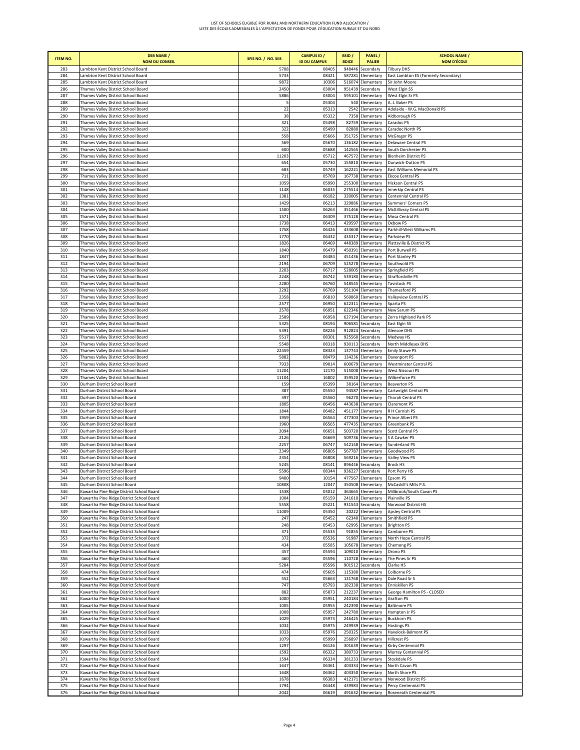LIST OF SCHOOLS ELIGIBLE FOR RURAL AND NORTHERN EDUCATION FUND ALLOCATION /
LISTE DES ÉCOLES ADMISSIBLES À L'AFFECTATION DE FONDS POUR L'ÉDUCATION RURALE ET DU NORD

| ITEM NO. | DSB NAME / NOM DU CONSEIL | SFIS NO. / NO. SIIS | CAMPUS ID / ID DU CAMPUS | BSID / BDICE | PANEL / PALIER | SCHOOL NAME / NOM D'ÉCOLE |
|---|---|---|---|---|---|---|
| 283 | Lambton Kent District School Board | 5708 | 08405 | 948446 | Secondary | Tilbury DHS |
| 284 | Lambton Kent District School Board | 5733 | 08421 | 587281 | Elementary | East Lambton ES (Formerly Secondary) |
| 285 | Lambton Kent District School Board | 9872 | 10306 | 516074 | Elementary | Sir John Moore |
| 286 | Thames Valley District School Board | 2450 | 03004 | 951439 | Secondary | West Elgin SS |
| 287 | Thames Valley District School Board | 5886 | 03004 | 595101 | Elementary | West Elgin Sr PS |
| 288 | Thames Valley District School Board | 5 | 05304 | 540 | Elementary | A. J. Baker PS |
| 289 | Thames Valley District School Board | 22 | 05313 | 2542 | Elementary | Adelaide - W.G. MacDonald PS |
| 290 | Thames Valley District School Board | 38 | 05322 | 7358 | Elementary | Aldborough PS |
| 291 | Thames Valley District School Board | 321 | 05498 | 82759 | Elementary | Caradoc PS |
| 292 | Thames Valley District School Board | 322 | 05499 | 82880 | Elementary | Caradoc North PS |
| 293 | Thames Valley District School Board | 558 | 05666 | 351725 | Elementary | McGregor PS |
| 294 | Thames Valley District School Board | 569 | 05670 | 136182 | Elementary | Delaware Central PS |
| 295 | Thames Valley District School Board | 600 | 05688 | 142565 | Elementary | South Dorchester PS |
| 296 | Thames Valley District School Board | 11203 | 05712 | 467572 | Elementary | Blenheim District PS |
| 297 | Thames Valley District School Board | 654 | 05730 | 155810 | Elementary | Dunwich-Dutton PS |
| 298 | Thames Valley District School Board | 683 | 05749 | 162221 | Elementary | East Williams Memorial PS |
| 299 | Thames Valley District School Board | 711 | 05769 | 167738 | Elementary | Ekcoe Central PS |
| 300 | Thames Valley District School Board | 1059 | 05990 | 255300 | Elementary | Hickson Central PS |
| 301 | Thames Valley District School Board | 1148 | 06035 | 275514 | Elementary | Innerkip Central PS |
| 302 | Thames Valley District School Board | 1381 | 06182 | 320005 | Elementary | Centennial Central PS |
| 303 | Thames Valley District School Board | 1429 | 06213 | 329886 | Elementary | Summers' Corners PS |
| 304 | Thames Valley District School Board | 1500 | 06263 | 351466 | Elementary | McGillivray Central PS |
| 305 | Thames Valley District School Board | 1571 | 06309 | 375128 | Elementary | Mosa Central PS |
| 306 | Thames Valley District School Board | 1738 | 06413 | 429597 | Elementary | Oxbow PS |
| 307 | Thames Valley District School Board | 1758 | 06426 | 433608 | Elementary | Parkhill-West Williams PS |
| 308 | Thames Valley District School Board | 1770 | 06432 | 435317 | Elementary | Parkview PS |
| 309 | Thames Valley District School Board | 1826 | 06469 | 448389 | Elementary | Plattsville & District PS |
| 310 | Thames Valley District School Board | 1840 | 06479 | 450391 | Elementary | Port Burwell PS |
| 311 | Thames Valley District School Board | 1847 | 06484 | 451436 | Elementary | Port Stanley PS |
| 312 | Thames Valley District School Board | 2194 | 06709 | 525278 | Elementary | Southwold PS |
| 313 | Thames Valley District School Board | 2203 | 06717 | 528005 | Elementary | Springfield PS |
| 314 | Thames Valley District School Board | 2248 | 06742 | 539180 | Elementary | Straffordville PS |
| 315 | Thames Valley District School Board | 2280 | 06760 | 548545 | Elementary | Tavistock PS |
| 316 | Thames Valley District School Board | 2292 | 06769 | 551104 | Elementary | Thamesford PS |
| 317 | Thames Valley District School Board | 2358 | 06810 | 569860 | Elementary | Valleyview Central PS |
| 318 | Thames Valley District School Board | 2577 | 06950 | 622311 | Elementary | Sparta PS |
| 319 | Thames Valley District School Board | 2578 | 06951 | 622346 | Elementary | New Sarum PS |
| 320 | Thames Valley District School Board | 2589 | 06958 | 627194 | Elementary | Zorra Highland Park PS |
| 321 | Thames Valley District School Board | 5325 | 08194 | 906581 | Secondary | East Elgin SS |
| 322 | Thames Valley District School Board | 5391 | 08226 | 912824 | Secondary | Glencoe DHS |
| 323 | Thames Valley District School Board | 5517 | 08301 | 925560 | Secondary | Medway HS |
| 324 | Thames Valley District School Board | 5548 | 08318 | 930113 | Secondary | North Middlesex DHS |
| 325 | Thames Valley District School Board | 22459 | 08323 | 137743 | Elementary | Emily Stowe PS |
| 326 | Thames Valley District School Board | 5882 | 08479 | 134236 | Elementary | Davenport PS |
| 327 | Thames Valley District School Board | 7933 | 09014 | 600679 | Elementary | Westminster Central PS |
| 328 | Thames Valley District School Board | 11204 | 12170 | 515008 | Elementary | West Nissouri PS |
| 329 | Thames Valley District School Board | 11104 | 16802 | 359520 | Elementary | Wilberforce PS |
| 330 | Durham District School Board | 159 | 05399 | 38164 | Elementary | Beaverton PS |
| 331 | Durham District School Board | 387 | 05550 | 94587 | Elementary | Cartwright Central PS |
| 332 | Durham District School Board | 397 | 05560 | 96270 | Elementary | Thorah Central PS |
| 333 | Durham District School Board | 1805 | 06456 | 443638 | Elementary | Claremont PS |
| 334 | Durham District School Board | 1844 | 06482 | 451177 | Elementary | R H Cornish PS |
| 335 | Durham District School Board | 1959 | 06564 | 477303 | Elementary | Prince Albert PS |
| 336 | Durham District School Board | 1960 | 06565 | 477435 | Elementary | Greenbank PS |
| 337 | Durham District School Board | 2094 | 06651 | 503720 | Elementary | Scott Central PS |
| 338 | Durham District School Board | 2126 | 06669 | 509736 | Elementary | S A Cawker PS |
| 339 | Durham District School Board | 2257 | 06747 | 542148 | Elementary | Sunderland PS |
| 340 | Durham District School Board | 2349 | 06805 | 567787 | Elementary | Goodwood PS |
| 341 | Durham District School Board | 2354 | 06808 | 569216 | Elementary | Valley View PS |
| 342 | Durham District School Board | 5245 | 08141 | 896446 | Secondary | Brock HS |
| 343 | Durham District School Board | 5596 | 08344 | 936227 | Secondary | Port Perry HS |
| 344 | Durham District School Board | 9400 | 10154 | 477567 | Elementary | Epsom PS |
| 345 | Durham District School Board | 10808 | 12047 | 350508 | Elementary | McCaskill's Mills P.S. |
| 346 | Kawartha Pine Ridge District School Board | 1538 | 03012 | 364665 | Elementary | Millbrook/South Cavan PS |
| 347 | Kawartha Pine Ridge District School Board | 1004 | 05159 | 241610 | Elementary | Plainville PS |
| 348 | Kawartha Pine Ridge District School Board | 5558 | 05221 | 931543 | Secondary | Norwood District HS |
| 349 | Kawartha Pine Ridge District School Board | 11009 | 05350 | 20222 | Elementary | Apsley Central PS |
| 350 | Kawartha Pine Ridge District School Board | 247 | 05452 | 62340 | Elementary | Smithfield PS |
| 351 | Kawartha Pine Ridge District School Board | 248 | 05453 | 62995 | Elementary | Brighton PS |
| 352 | Kawartha Pine Ridge District School Board | 371 | 05535 | 91855 | Elementary | Camborne PS |
| 353 | Kawartha Pine Ridge District School Board | 372 | 05536 | 91987 | Elementary | North Hope Central PS |
| 354 | Kawartha Pine Ridge District School Board | 434 | 05585 | 105678 | Elementary | Chemong PS |
| 355 | Kawartha Pine Ridge District School Board | 457 | 05594 | 109010 | Elementary | Orono PS |
| 356 | Kawartha Pine Ridge District School Board | 460 | 05596 | 110728 | Elementary | The Pines Sr PS |
| 357 | Kawartha Pine Ridge District School Board | 5284 | 05596 | 901512 | Secondary | Clarke HS |
| 358 | Kawartha Pine Ridge District School Board | 474 | 05605 | 115380 | Elementary | Colborne PS |
| 359 | Kawartha Pine Ridge District School Board | 552 | 05663 | 131768 | Elementary | Dale Road Sr S |
| 360 | Kawartha Pine Ridge District School Board | 747 | 05793 | 182338 | Elementary | Enniskillen PS |
| 361 | Kawartha Pine Ridge District School Board | 882 | 05873 | 212237 | Elementary | George Hamilton PS - CLOSED |
| 362 | Kawartha Pine Ridge District School Board | 1000 | 05951 | 240184 | Elementary | Grafton PS |
| 363 | Kawartha Pine Ridge District School Board | 1005 | 05955 | 242390 | Elementary | Baltimore PS |
| 364 | Kawartha Pine Ridge District School Board | 1008 | 05957 | 242780 | Elementary | Hampton Jr PS |
| 365 | Kawartha Pine Ridge District School Board | 1029 | 05973 | 246425 | Elementary | Buckhorn PS |
| 366 | Kawartha Pine Ridge District School Board | 1032 | 05975 | 249939 | Elementary | Hastings PS |
| 367 | Kawartha Pine Ridge District School Board | 1033 | 05976 | 250325 | Elementary | Havelock-Belmont PS |
| 368 | Kawartha Pine Ridge District School Board | 1079 | 05999 | 256897 | Elementary | Hillcrest PS |
| 369 | Kawartha Pine Ridge District School Board | 1297 | 06126 | 301639 | Elementary | Kirby Centennial PS |
| 370 | Kawartha Pine Ridge District School Board | 1592 | 06322 | 380733 | Elementary | Murray Centennial PS |
| 371 | Kawartha Pine Ridge District School Board | 1594 | 06324 | 381233 | Elementary | Stockdale PS |
| 372 | Kawartha Pine Ridge District School Board | 1647 | 06361 | 403334 | Elementary | North Cavan PS |
| 373 | Kawartha Pine Ridge District School Board | 1648 | 06362 | 403350 | Elementary | North Shore PS |
| 374 | Kawartha Pine Ridge District School Board | 1678 | 06383 | 412171 | Elementary | Norwood District PS |
| 375 | Kawartha Pine Ridge District School Board | 1794 | 06448 | 439983 | Elementary | Percy Centennial PS |
| 376 | Kawartha Pine Ridge District School Board | 2042 | 06619 | 491632 | Elementary | Roseneath Centennial PS |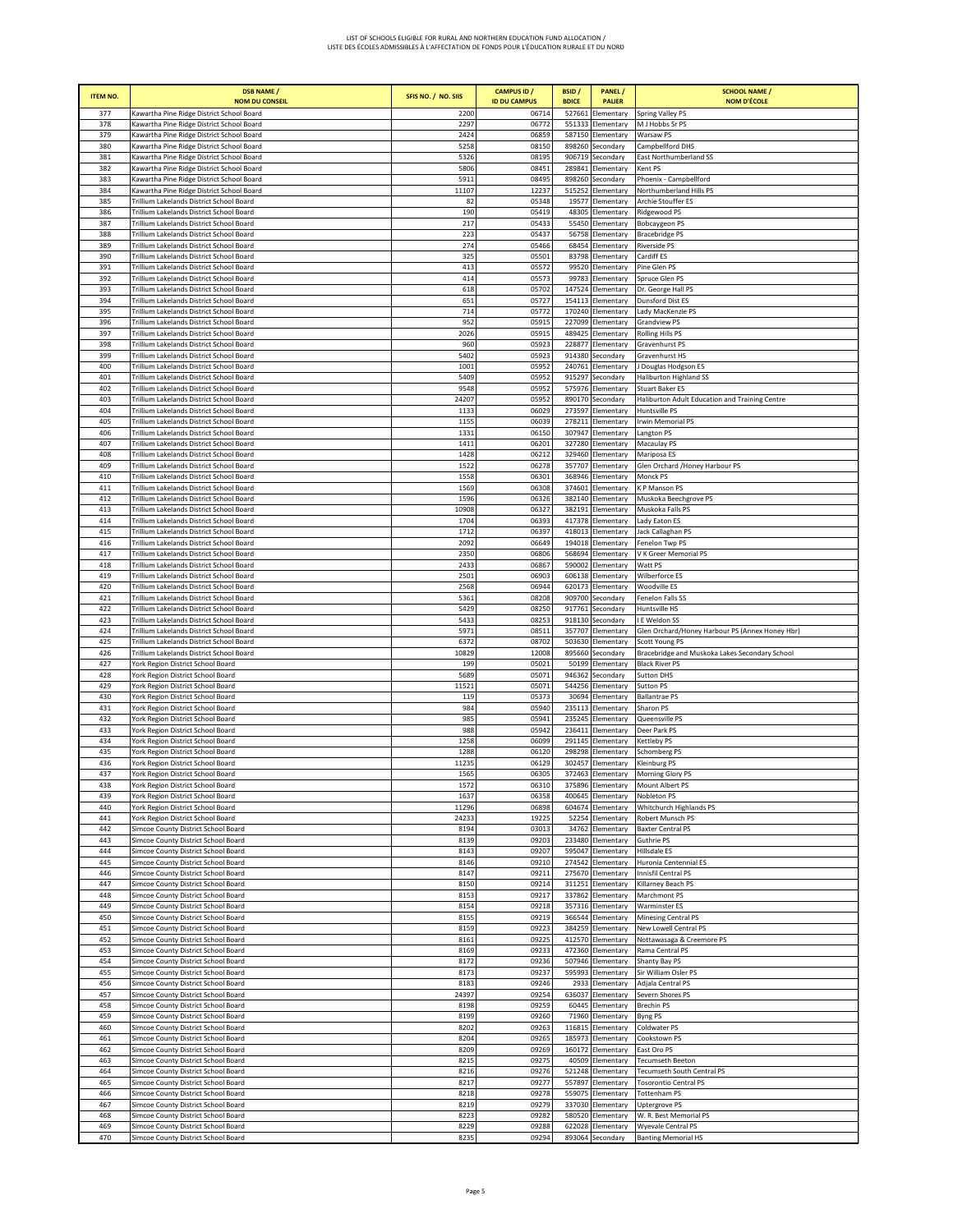# LIST OF SCHOOLS ELIGIBLE FOR RURAL AND NORTHERN EDUCATION FUND ALLOCATION / LISTE DES ÉCOLES ADMISSIBLES À L'AFFECTATION DE FONDS POUR L'ÉDUCATION RURALE ET DU NORD

| ITEM NO. | DSB NAME / NOM DU CONSEIL | SFIS NO. / NO. SIIS | CAMPUS ID / ID DU CAMPUS | BSID / BDICE | PANEL / PALIER | SCHOOL NAME / NOM D'ÉCOLE |
|---|---|---|---|---|---|---|
| 377 | Kawartha Pine Ridge District School Board | 2200 | 06714 | 527661 | Elementary | Spring Valley PS |
| 378 | Kawartha Pine Ridge District School Board | 2297 | 06772 | 551333 | Elementary | M J Hobbs Sr PS |
| 379 | Kawartha Pine Ridge District School Board | 2424 | 06859 | 587150 | Elementary | Warsaw PS |
| 380 | Kawartha Pine Ridge District School Board | 5258 | 08150 | 898260 | Secondary | Campbellford DHS |
| 381 | Kawartha Pine Ridge District School Board | 5326 | 08195 | 906719 | Secondary | East Northumberland SS |
| 382 | Kawartha Pine Ridge District School Board | 5806 | 08451 | 289841 | Elementary | Kent PS |
| 383 | Kawartha Pine Ridge District School Board | 5911 | 08495 | 898260 | Secondary | Phoenix - Campbellford |
| 384 | Kawartha Pine Ridge District School Board | 11107 | 12237 | 515252 | Elementary | Northumberland Hills PS |
| 385 | Trillium Lakelands District School Board | 82 | 05348 | 19577 | Elementary | Archie Stouffer ES |
| 386 | Trillium Lakelands District School Board | 190 | 05419 | 48305 | Elementary | Ridgewood PS |
| 387 | Trillium Lakelands District School Board | 217 | 05433 | 55450 | Elementary | Bobcaygeon PS |
| 388 | Trillium Lakelands District School Board | 223 | 05437 | 56758 | Elementary | Bracebridge PS |
| 389 | Trillium Lakelands District School Board | 274 | 05466 | 68454 | Elementary | Riverside PS |
| 390 | Trillium Lakelands District School Board | 325 | 05501 | 83798 | Elementary | Cardiff ES |
| 391 | Trillium Lakelands District School Board | 413 | 05572 | 99520 | Elementary | Pine Glen PS |
| 392 | Trillium Lakelands District School Board | 414 | 05573 | 99783 | Elementary | Spruce Glen PS |
| 393 | Trillium Lakelands District School Board | 618 | 05702 | 147524 | Elementary | Dr. George Hall PS |
| 394 | Trillium Lakelands District School Board | 651 | 05727 | 154113 | Elementary | Dunsford Dist ES |
| 395 | Trillium Lakelands District School Board | 714 | 05772 | 170240 | Elementary | Lady MacKenzie PS |
| 396 | Trillium Lakelands District School Board | 952 | 05915 | 227099 | Elementary | Grandview PS |
| 397 | Trillium Lakelands District School Board | 2026 | 05915 | 489425 | Elementary | Rolling Hills PS |
| 398 | Trillium Lakelands District School Board | 960 | 05923 | 228877 | Elementary | Gravenhurst PS |
| 399 | Trillium Lakelands District School Board | 5402 | 05923 | 914380 | Secondary | Gravenhurst HS |
| 400 | Trillium Lakelands District School Board | 1001 | 05952 | 240761 | Elementary | J Douglas Hodgson ES |
| 401 | Trillium Lakelands District School Board | 5409 | 05952 | 915297 | Secondary | Haliburton Highland SS |
| 402 | Trillium Lakelands District School Board | 9548 | 05952 | 575976 | Elementary | Stuart Baker ES |
| 403 | Trillium Lakelands District School Board | 24207 | 05952 | 890170 | Secondary | Haliburton Adult Education and Training Centre |
| 404 | Trillium Lakelands District School Board | 1133 | 06029 | 273597 | Elementary | Huntsville PS |
| 405 | Trillium Lakelands District School Board | 1155 | 06039 | 278211 | Elementary | Irwin Memorial PS |
| 406 | Trillium Lakelands District School Board | 1331 | 06150 | 307947 | Elementary | Langton PS |
| 407 | Trillium Lakelands District School Board | 1411 | 06201 | 327280 | Elementary | Macaulay PS |
| 408 | Trillium Lakelands District School Board | 1428 | 06212 | 329460 | Elementary | Mariposa ES |
| 409 | Trillium Lakelands District School Board | 1522 | 06278 | 357707 | Elementary | Glen Orchard /Honey Harbour PS |
| 410 | Trillium Lakelands District School Board | 1558 | 06301 | 368946 | Elementary | Monck PS |
| 411 | Trillium Lakelands District School Board | 1569 | 06308 | 374601 | Elementary | K P Manson PS |
| 412 | Trillium Lakelands District School Board | 1596 | 06326 | 382140 | Elementary | Muskoka Beechgrove PS |
| 413 | Trillium Lakelands District School Board | 10908 | 06327 | 382191 | Elementary | Muskoka Falls PS |
| 414 | Trillium Lakelands District School Board | 1704 | 06393 | 417378 | Elementary | Lady Eaton ES |
| 415 | Trillium Lakelands District School Board | 1712 | 06397 | 418013 | Elementary | Jack Callaghan PS |
| 416 | Trillium Lakelands District School Board | 2092 | 06649 | 194018 | Elementary | Fenelon Twp PS |
| 417 | Trillium Lakelands District School Board | 2350 | 06806 | 568694 | Elementary | V K Greer Memorial PS |
| 418 | Trillium Lakelands District School Board | 2433 | 06867 | 590002 | Elementary | Watt PS |
| 419 | Trillium Lakelands District School Board | 2501 | 06903 | 606138 | Elementary | Wilberforce ES |
| 420 | Trillium Lakelands District School Board | 2568 | 06944 | 620173 | Elementary | Woodville ES |
| 421 | Trillium Lakelands District School Board | 5361 | 08208 | 909700 | Secondary | Fenelon Falls SS |
| 422 | Trillium Lakelands District School Board | 5429 | 08250 | 917761 | Secondary | Huntsville HS |
| 423 | Trillium Lakelands District School Board | 5433 | 08253 | 918130 | Secondary | I E Weldon SS |
| 424 | Trillium Lakelands District School Board | 5971 | 08511 | 357707 | Elementary | Glen Orchard/Honey Harbour PS (Annex Honey Hbr) |
| 425 | Trillium Lakelands District School Board | 6372 | 08702 | 503630 | Elementary | Scott Young PS |
| 426 | Trillium Lakelands District School Board | 10829 | 12008 | 895660 | Secondary | Bracebridge and Muskoka Lakes Secondary School |
| 427 | York Region District School Board | 199 | 05021 | 50199 | Elementary | Black River PS |
| 428 | York Region District School Board | 5689 | 05071 | 946362 | Secondary | Sutton DHS |
| 429 | York Region District School Board | 11521 | 05071 | 544256 | Elementary | Sutton PS |
| 430 | York Region District School Board | 119 | 05373 | 30694 | Elementary | Ballantrae PS |
| 431 | York Region District School Board | 984 | 05940 | 235113 | Elementary | Sharon PS |
| 432 | York Region District School Board | 985 | 05941 | 235245 | Elementary | Queensville PS |
| 433 | York Region District School Board | 988 | 05942 | 236411 | Elementary | Deer Park PS |
| 434 | York Region District School Board | 1258 | 06099 | 291145 | Elementary | Kettleby PS |
| 435 | York Region District School Board | 1288 | 06120 | 298298 | Elementary | Schomberg PS |
| 436 | York Region District School Board | 11235 | 06129 | 302457 | Elementary | Kleinburg PS |
| 437 | York Region District School Board | 1565 | 06305 | 372463 | Elementary | Morning Glory PS |
| 438 | York Region District School Board | 1572 | 06310 | 375896 | Elementary | Mount Albert PS |
| 439 | York Region District School Board | 1637 | 06358 | 400645 | Elementary | Nobleton PS |
| 440 | York Region District School Board | 11296 | 06898 | 604674 | Elementary | Whitchurch Highlands PS |
| 441 | York Region District School Board | 24233 | 19225 | 52254 | Elementary | Robert Munsch PS |
| 442 | Simcoe County District School Board | 8194 | 03013 | 34762 | Elementary | Baxter Central PS |
| 443 | Simcoe County District School Board | 8139 | 09203 | 233480 | Elementary | Guthrie PS |
| 444 | Simcoe County District School Board | 8143 | 09207 | 595047 | Elementary | Hillsdale ES |
| 445 | Simcoe County District School Board | 8146 | 09210 | 274542 | Elementary | Huronia Centennial ES |
| 446 | Simcoe County District School Board | 8147 | 09211 | 275670 | Elementary | Innisfil Central PS |
| 447 | Simcoe County District School Board | 8150 | 09214 | 311251 | Elementary | Killarney Beach PS |
| 448 | Simcoe County District School Board | 8153 | 09217 | 337862 | Elementary | Marchmont PS |
| 449 | Simcoe County District School Board | 8154 | 09218 | 357316 | Elementary | Warminster ES |
| 450 | Simcoe County District School Board | 8155 | 09219 | 366544 | Elementary | Minesing Central PS |
| 451 | Simcoe County District School Board | 8159 | 09223 | 384259 | Elementary | New Lowell Central PS |
| 452 | Simcoe County District School Board | 8161 | 09225 | 412570 | Elementary | Nottawasaga & Creemore PS |
| 453 | Simcoe County District School Board | 8169 | 09233 | 472360 | Elementary | Rama Central PS |
| 454 | Simcoe County District School Board | 8172 | 09236 | 507946 | Elementary | Shanty Bay PS |
| 455 | Simcoe County District School Board | 8173 | 09237 | 595993 | Elementary | Sir William Osler PS |
| 456 | Simcoe County District School Board | 8183 | 09246 | 2933 | Elementary | Adjala Central PS |
| 457 | Simcoe County District School Board | 24397 | 09254 | 636037 | Elementary | Severn Shores PS |
| 458 | Simcoe County District School Board | 8198 | 09259 | 60445 | Elementary | Brechin PS |
| 459 | Simcoe County District School Board | 8199 | 09260 | 71960 | Elementary | Byng PS |
| 460 | Simcoe County District School Board | 8202 | 09263 | 116815 | Elementary | Coldwater PS |
| 461 | Simcoe County District School Board | 8204 | 09265 | 185973 | Elementary | Cookstown PS |
| 462 | Simcoe County District School Board | 8209 | 09269 | 160172 | Elementary | East Oro PS |
| 463 | Simcoe County District School Board | 8215 | 09275 | 40509 | Elementary | Tecumseth Beeton |
| 464 | Simcoe County District School Board | 8216 | 09276 | 521248 | Elementary | Tecumseth South Central PS |
| 465 | Simcoe County District School Board | 8217 | 09277 | 557897 | Elementary | Tosorontio Central PS |
| 466 | Simcoe County District School Board | 8218 | 09278 | 559075 | Elementary | Tottenham PS |
| 467 | Simcoe County District School Board | 8219 | 09279 | 337030 | Elementary | Uptergrove PS |
| 468 | Simcoe County District School Board | 8223 | 09282 | 580520 | Elementary | W. R. Best Memorial PS |
| 469 | Simcoe County District School Board | 8229 | 09288 | 622028 | Elementary | Wyevale Central PS |
| 470 | Simcoe County District School Board | 8235 | 09294 | 893064 | Secondary | Banting Memorial HS |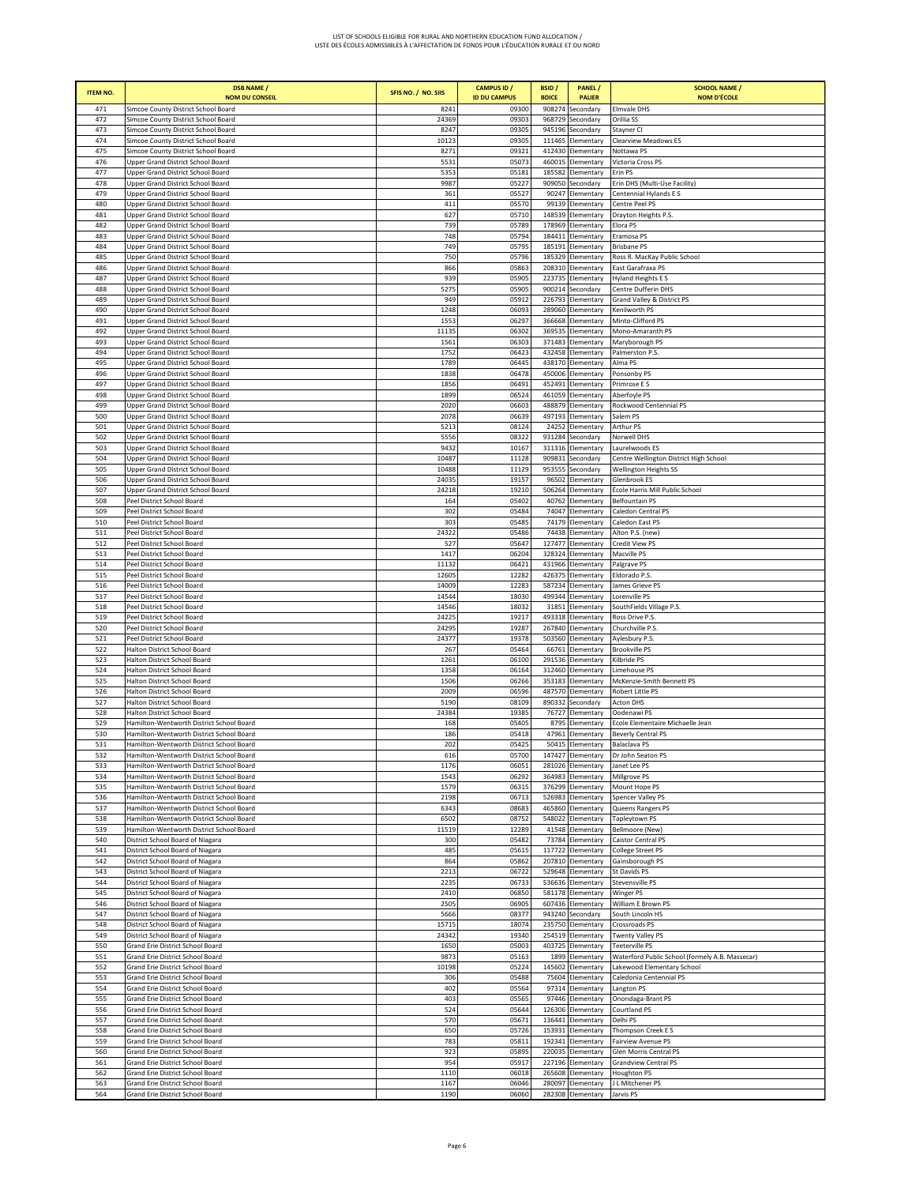| ITEM NO. | DSB NAME / NOM DU CONSEIL | SFIS NO. / NO. SIIS | CAMPUS ID / ID DU CAMPUS | BSID / BDICE | PANEL / PALIER | SCHOOL NAME / NOM D'ÉCOLE |
|---|---|---|---|---|---|---|
| 471 | Simcoe County District School Board | 8241 | 09300 | 908274 | Secondary | Elmvale DHS |
| 472 | Simcoe County District School Board | 24369 | 09303 | 968729 | Secondary | Orillia SS |
| 473 | Simcoe County District School Board | 8247 | 09305 | 945196 | Secondary | Stayner CI |
| 474 | Simcoe County District School Board | 10123 | 09305 | 111465 | Elementary | Clearview Meadows ES |
| 475 | Simcoe County District School Board | 8271 | 09321 | 412430 | Elementary | Nottawa PS |
| 476 | Upper Grand District School Board | 5531 | 05073 | 460015 | Elementary | Victoria Cross PS |
| 477 | Upper Grand District School Board | 5353 | 05181 | 185582 | Elementary | Erin PS |
| 478 | Upper Grand District School Board | 9987 | 05227 | 909050 | Secondary | Erin DHS (Multi-Use Facility) |
| 479 | Upper Grand District School Board | 361 | 05527 | 90247 | Elementary | Centennial Hylands E S |
| 480 | Upper Grand District School Board | 411 | 05570 | 99139 | Elementary | Centre Peel PS |
| 481 | Upper Grand District School Board | 627 | 05710 | 148539 | Elementary | Drayton Heights P.S. |
| 482 | Upper Grand District School Board | 739 | 05789 | 178969 | Elementary | Elora PS |
| 483 | Upper Grand District School Board | 748 | 05794 | 184411 | Elementary | Eramosa PS |
| 484 | Upper Grand District School Board | 749 | 05795 | 185191 | Elementary | Brisbane PS |
| 485 | Upper Grand District School Board | 750 | 05796 | 185329 | Elementary | Ross R. MacKay Public School |
| 486 | Upper Grand District School Board | 866 | 05863 | 208310 | Elementary | East Garafraxa PS |
| 487 | Upper Grand District School Board | 939 | 05905 | 223735 | Elementary | Hyland Heights E S |
| 488 | Upper Grand District School Board | 5275 | 05905 | 900214 | Secondary | Centre Dufferin DHS |
| 489 | Upper Grand District School Board | 949 | 05912 | 226793 | Elementary | Grand Valley & District PS |
| 490 | Upper Grand District School Board | 1248 | 06093 | 289060 | Elementary | Kenilworth PS |
| 491 | Upper Grand District School Board | 1553 | 06297 | 366668 | Elementary | Minto-Clifford PS |
| 492 | Upper Grand District School Board | 11135 | 06302 | 369535 | Elementary | Mono-Amaranth PS |
| 493 | Upper Grand District School Board | 1561 | 06303 | 371483 | Elementary | Maryborough PS |
| 494 | Upper Grand District School Board | 1752 | 06423 | 432458 | Elementary | Palmerston P.S. |
| 495 | Upper Grand District School Board | 1789 | 06445 | 438170 | Elementary | Alma PS |
| 496 | Upper Grand District School Board | 1838 | 06478 | 450006 | Elementary | Ponsonby PS |
| 497 | Upper Grand District School Board | 1856 | 06491 | 452491 | Elementary | Primrose E S |
| 498 | Upper Grand District School Board | 1899 | 06524 | 461059 | Elementary | Aberfoyle PS |
| 499 | Upper Grand District School Board | 2020 | 06603 | 488879 | Elementary | Rockwood Centennial PS |
| 500 | Upper Grand District School Board | 2078 | 06639 | 497193 | Elementary | Salem PS |
| 501 | Upper Grand District School Board | 5213 | 08124 | 24252 | Elementary | Arthur PS |
| 502 | Upper Grand District School Board | 5556 | 08322 | 931284 | Secondary | Norwell DHS |
| 503 | Upper Grand District School Board | 9432 | 10167 | 311316 | Elementary | Laurelwoods ES |
| 504 | Upper Grand District School Board | 10487 | 11128 | 909831 | Secondary | Centre Wellington District High School |
| 505 | Upper Grand District School Board | 10488 | 11129 | 953555 | Secondary | Wellington Heights SS |
| 506 | Upper Grand District School Board | 24035 | 19157 | 96502 | Elementary | Glenbrook ES |
| 507 | Upper Grand District School Board | 24218 | 19210 | 506264 | Elementary | École Harris Mill Public School |
| 508 | Peel District School Board | 164 | 05402 | 40762 | Elementary | Belfountain PS |
| 509 | Peel District School Board | 302 | 05484 | 74047 | Elementary | Caledon Central PS |
| 510 | Peel District School Board | 303 | 05485 | 74179 | Elementary | Caledon East PS |
| 511 | Peel District School Board | 24322 | 05486 | 74438 | Elementary | Alton P.S. (new) |
| 512 | Peel District School Board | 527 | 05647 | 127477 | Elementary | Credit View PS |
| 513 | Peel District School Board | 1417 | 06204 | 328324 | Elementary | Macville PS |
| 514 | Peel District School Board | 11132 | 06421 | 431966 | Elementary | Palgrave PS |
| 515 | Peel District School Board | 12605 | 12282 | 426375 | Elementary | Eldorado P.S. |
| 516 | Peel District School Board | 14009 | 12283 | 587234 | Elementary | James Grieve PS |
| 517 | Peel District School Board | 14544 | 18030 | 499344 | Elementary | Lorenville PS |
| 518 | Peel District School Board | 14546 | 18032 | 31851 | Elementary | SouthFields Village P.S. |
| 519 | Peel District School Board | 24225 | 19217 | 493318 | Elementary | Ross Drive P.S. |
| 520 | Peel District School Board | 24295 | 19287 | 267840 | Elementary | Churchville P.S. |
| 521 | Peel District School Board | 24377 | 19378 | 503560 | Elementary | Aylesbury P.S. |
| 522 | Halton District School Board | 267 | 05464 | 66761 | Elementary | Brookville PS |
| 523 | Halton District School Board | 1261 | 06100 | 291536 | Elementary | Kilbride PS |
| 524 | Halton District School Board | 1358 | 06164 | 312460 | Elementary | Limehouse PS |
| 525 | Halton District School Board | 1506 | 06266 | 353183 | Elementary | McKenzie-Smith Bennett PS |
| 526 | Halton District School Board | 2009 | 06596 | 487570 | Elementary | Robert Little PS |
| 527 | Halton District School Board | 5190 | 08109 | 890332 | Secondary | Acton DHS |
| 528 | Halton District School Board | 24384 | 19385 | 76727 | Elementary | Oodenawi PS |
| 529 | Hamilton-Wentworth District School Board | 168 | 05405 | 8795 | Elementary | Ecole Elementaire Michaelle Jean |
| 530 | Hamilton-Wentworth District School Board | 186 | 05418 | 47961 | Elementary | Beverly Central PS |
| 531 | Hamilton-Wentworth District School Board | 202 | 05425 | 50415 | Elementary | Balaclava PS |
| 532 | Hamilton-Wentworth District School Board | 616 | 05700 | 147427 | Elementary | Dr John Seaton PS |
| 533 | Hamilton-Wentworth District School Board | 1176 | 06051 | 281026 | Elementary | Janet Lee PS |
| 534 | Hamilton-Wentworth District School Board | 1543 | 06292 | 364983 | Elementary | Millgrove PS |
| 535 | Hamilton-Wentworth District School Board | 1579 | 06315 | 376299 | Elementary | Mount Hope PS |
| 536 | Hamilton-Wentworth District School Board | 2198 | 06713 | 526983 | Elementary | Spencer Valley PS |
| 537 | Hamilton-Wentworth District School Board | 6343 | 08683 | 465860 | Elementary | Queens Rangers PS |
| 538 | Hamilton-Wentworth District School Board | 6502 | 08752 | 548022 | Elementary | Tapleytown PS |
| 539 | Hamilton-Wentworth District School Board | 11519 | 12289 | 41548 | Elementary | Bellmoore (New) |
| 540 | District School Board of Niagara | 300 | 05482 | 73784 | Elementary | Caistor Central PS |
| 541 | District School Board of Niagara | 485 | 05615 | 117722 | Elementary | College Street PS |
| 542 | District School Board of Niagara | 864 | 05862 | 207810 | Elementary | Gainsborough PS |
| 543 | District School Board of Niagara | 2213 | 06722 | 529648 | Elementary | St Davids PS |
| 544 | District School Board of Niagara | 2235 | 06733 | 536636 | Elementary | Stevensville PS |
| 545 | District School Board of Niagara | 2410 | 06850 | 581178 | Elementary | Winger PS |
| 546 | District School Board of Niagara | 2505 | 06905 | 607436 | Elementary | William E Brown PS |
| 547 | District School Board of Niagara | 5666 | 08377 | 943240 | Secondary | South Lincoln HS |
| 548 | District School Board of Niagara | 15715 | 18074 | 235750 | Elementary | Crossroads PS |
| 549 | District School Board of Niagara | 24342 | 19340 | 254519 | Elementary | Twenty Valley PS |
| 550 | Grand Erie District School Board | 1650 | 05003 | 403725 | Elementary | Teeterville PS |
| 551 | Grand Erie District School Board | 9873 | 05163 | 1899 | Elementary | Waterford Public School (formely A.B. Massecar) |
| 552 | Grand Erie District School Board | 10198 | 05224 | 145602 | Elementary | Lakewood Elementary School |
| 553 | Grand Erie District School Board | 306 | 05488 | 75604 | Elementary | Caledonia Centennial PS |
| 554 | Grand Erie District School Board | 402 | 05564 | 97314 | Elementary | Langton PS |
| 555 | Grand Erie District School Board | 403 | 05565 | 97446 | Elementary | Onondaga-Brant PS |
| 556 | Grand Erie District School Board | 524 | 05644 | 126306 | Elementary | Courtland PS |
| 557 | Grand Erie District School Board | 570 | 05671 | 136441 | Elementary | Delhi PS |
| 558 | Grand Erie District School Board | 650 | 05726 | 153931 | Elementary | Thompson Creek E S |
| 559 | Grand Erie District School Board | 783 | 05811 | 192341 | Elementary | Fairview Avenue PS |
| 560 | Grand Erie District School Board | 923 | 05895 | 220035 | Elementary | Glen Morris Central PS |
| 561 | Grand Erie District School Board | 954 | 05917 | 227196 | Elementary | Grandview Central PS |
| 562 | Grand Erie District School Board | 1110 | 06018 | 265608 | Elementary | Houghton PS |
| 563 | Grand Erie District School Board | 1167 | 06046 | 280097 | Elementary | J L Mitchener PS |
| 564 | Grand Erie District School Board | 1190 | 06060 | 282308 | Elementary | Jarvis PS |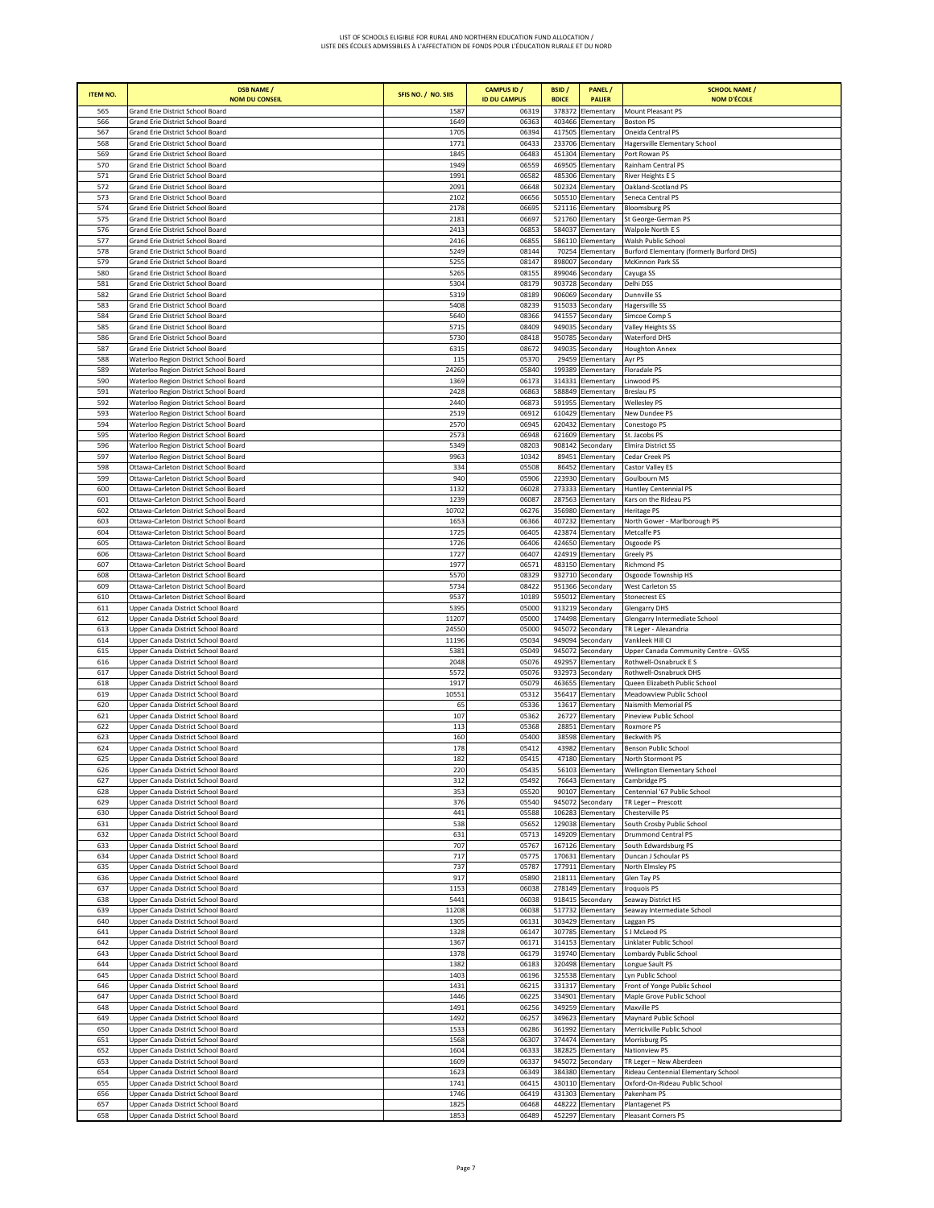LIST OF SCHOOLS ELIGIBLE FOR RURAL AND NORTHERN EDUCATION FUND ALLOCATION /
LISTE DES ÉCOLES ADMISSIBLES À L'AFFECTATION DE FONDS POUR L'ÉDUCATION RURALE ET DU NORD

| ITEM NO. | DSB NAME / NOM DU CONSEIL | SFIS NO. / NO. SIIS | CAMPUS ID / ID DU CAMPUS | BSID / BDICE | PANEL / PALIER | SCHOOL NAME / NOM D'ÉCOLE |
|---|---|---|---|---|---|---|
| 565 | Grand Erie District School Board | 1587 | 06319 | 378372 | Elementary | Mount Pleasant PS |
| 566 | Grand Erie District School Board | 1649 | 06363 | 403466 | Elementary | Boston PS |
| 567 | Grand Erie District School Board | 1705 | 06394 | 417505 | Elementary | Oneida Central PS |
| 568 | Grand Erie District School Board | 1771 | 06433 | 233706 | Elementary | Hagersville Elementary School |
| 569 | Grand Erie District School Board | 1845 | 06483 | 451304 | Elementary | Port Rowan PS |
| 570 | Grand Erie District School Board | 1949 | 06559 | 469505 | Elementary | Rainham Central PS |
| 571 | Grand Erie District School Board | 1991 | 06582 | 485306 | Elementary | River Heights E S |
| 572 | Grand Erie District School Board | 2091 | 06648 | 502324 | Elementary | Oakland-Scotland PS |
| 573 | Grand Erie District School Board | 2102 | 06656 | 505510 | Elementary | Seneca Central PS |
| 574 | Grand Erie District School Board | 2178 | 06695 | 521116 | Elementary | Bloomsburg PS |
| 575 | Grand Erie District School Board | 2181 | 06697 | 521760 | Elementary | St George-German PS |
| 576 | Grand Erie District School Board | 2413 | 06853 | 584037 | Elementary | Walpole North E S |
| 577 | Grand Erie District School Board | 2416 | 06855 | 586110 | Elementary | Walsh Public School |
| 578 | Grand Erie District School Board | 5249 | 08144 | 70254 | Elementary | Burford Elementary (formerly Burford DHS) |
| 579 | Grand Erie District School Board | 5255 | 08147 | 898007 | Secondary | McKinnon Park SS |
| 580 | Grand Erie District School Board | 5265 | 08155 | 899046 | Secondary | Cayuga SS |
| 581 | Grand Erie District School Board | 5304 | 08179 | 903728 | Secondary | Delhi DSS |
| 582 | Grand Erie District School Board | 5319 | 08189 | 906069 | Secondary | Dunnville SS |
| 583 | Grand Erie District School Board | 5408 | 08239 | 915033 | Secondary | Hagersville SS |
| 584 | Grand Erie District School Board | 5640 | 08366 | 941557 | Secondary | Simcoe Comp S |
| 585 | Grand Erie District School Board | 5715 | 08409 | 949035 | Secondary | Valley Heights SS |
| 586 | Grand Erie District School Board | 5730 | 08418 | 950785 | Secondary | Waterford DHS |
| 587 | Grand Erie District School Board | 6315 | 08672 | 949035 | Secondary | Houghton Annex |
| 588 | Waterloo Region District School Board | 115 | 05370 | 29459 | Elementary | Ayr PS |
| 589 | Waterloo Region District School Board | 24260 | 05840 | 199389 | Elementary | Floradale PS |
| 590 | Waterloo Region District School Board | 1369 | 06173 | 314331 | Elementary | Linwood PS |
| 591 | Waterloo Region District School Board | 2428 | 06863 | 588849 | Elementary | Breslau PS |
| 592 | Waterloo Region District School Board | 2440 | 06873 | 591955 | Elementary | Wellesley PS |
| 593 | Waterloo Region District School Board | 2519 | 06912 | 610429 | Elementary | New Dundee PS |
| 594 | Waterloo Region District School Board | 2570 | 06945 | 620432 | Elementary | Conestogo PS |
| 595 | Waterloo Region District School Board | 2573 | 06948 | 621609 | Elementary | St. Jacobs PS |
| 596 | Waterloo Region District School Board | 5349 | 08203 | 908142 | Secondary | Elmira District SS |
| 597 | Waterloo Region District School Board | 9963 | 10342 | 89451 | Elementary | Cedar Creek PS |
| 598 | Ottawa-Carleton District School Board | 334 | 05508 | 86452 | Elementary | Castor Valley ES |
| 599 | Ottawa-Carleton District School Board | 940 | 05906 | 223930 | Elementary | Goulbourn MS |
| 600 | Ottawa-Carleton District School Board | 1132 | 06028 | 273333 | Elementary | Huntley Centennial PS |
| 601 | Ottawa-Carleton District School Board | 1239 | 06087 | 287563 | Elementary | Kars on the Rideau PS |
| 602 | Ottawa-Carleton District School Board | 10702 | 06276 | 356980 | Elementary | Heritage PS |
| 603 | Ottawa-Carleton District School Board | 1653 | 06366 | 407232 | Elementary | North Gower - Marlborough PS |
| 604 | Ottawa-Carleton District School Board | 1725 | 06405 | 423874 | Elementary | Metcalfe PS |
| 605 | Ottawa-Carleton District School Board | 1726 | 06406 | 424650 | Elementary | Osgoode PS |
| 606 | Ottawa-Carleton District School Board | 1727 | 06407 | 424919 | Elementary | Greely PS |
| 607 | Ottawa-Carleton District School Board | 1977 | 06571 | 483150 | Elementary | Richmond PS |
| 608 | Ottawa-Carleton District School Board | 5570 | 08329 | 932710 | Secondary | Osgoode Township HS |
| 609 | Ottawa-Carleton District School Board | 5734 | 08422 | 951366 | Secondary | West Carleton SS |
| 610 | Ottawa-Carleton District School Board | 9537 | 10189 | 595012 | Elementary | Stonecrest ES |
| 611 | Upper Canada District School Board | 5395 | 05000 | 913219 | Secondary | Glengarry DHS |
| 612 | Upper Canada District School Board | 11207 | 05000 | 174498 | Elementary | Glengarry Intermediate School |
| 613 | Upper Canada District School Board | 24550 | 05000 | 945072 | Secondary | TR Leger - Alexandria |
| 614 | Upper Canada District School Board | 11196 | 05034 | 949094 | Secondary | Vankleek Hill CI |
| 615 | Upper Canada District School Board | 5381 | 05049 | 945072 | Secondary | Upper Canada Community Centre - GVSS |
| 616 | Upper Canada District School Board | 2048 | 05076 | 492957 | Elementary | Rothwell-Osnabruck E S |
| 617 | Upper Canada District School Board | 5572 | 05076 | 932973 | Secondary | Rothwell-Osnabruck DHS |
| 618 | Upper Canada District School Board | 1917 | 05079 | 463655 | Elementary | Queen Elizabeth Public School |
| 619 | Upper Canada District School Board | 10551 | 05312 | 356417 | Elementary | Meadowview Public School |
| 620 | Upper Canada District School Board | 65 | 05336 | 13617 | Elementary | Naismith Memorial PS |
| 621 | Upper Canada District School Board | 107 | 05362 | 26727 | Elementary | Pineview Public School |
| 622 | Upper Canada District School Board | 113 | 05368 | 28851 | Elementary | Roxmore PS |
| 623 | Upper Canada District School Board | 160 | 05400 | 38598 | Elementary | Beckwith PS |
| 624 | Upper Canada District School Board | 178 | 05412 | 43982 | Elementary | Benson Public School |
| 625 | Upper Canada District School Board | 182 | 05415 | 47180 | Elementary | North Stormont PS |
| 626 | Upper Canada District School Board | 220 | 05435 | 56103 | Elementary | Wellington Elementary School |
| 627 | Upper Canada District School Board | 312 | 05492 | 76643 | Elementary | Cambridge PS |
| 628 | Upper Canada District School Board | 353 | 05520 | 90107 | Elementary | Centennial '67 Public School |
| 629 | Upper Canada District School Board | 376 | 05540 | 945072 | Secondary | TR Leger – Prescott |
| 630 | Upper Canada District School Board | 441 | 05588 | 106283 | Elementary | Chesterville PS |
| 631 | Upper Canada District School Board | 538 | 05652 | 129038 | Elementary | South Crosby Public School |
| 632 | Upper Canada District School Board | 631 | 05713 | 149209 | Elementary | Drummond Central PS |
| 633 | Upper Canada District School Board | 707 | 05767 | 167126 | Elementary | South Edwardsburg PS |
| 634 | Upper Canada District School Board | 717 | 05775 | 170631 | Elementary | Duncan J Schoular PS |
| 635 | Upper Canada District School Board | 737 | 05787 | 177911 | Elementary | North Elmsley PS |
| 636 | Upper Canada District School Board | 917 | 05890 | 218111 | Elementary | Glen Tay PS |
| 637 | Upper Canada District School Board | 1153 | 06038 | 278149 | Elementary | Iroquois PS |
| 638 | Upper Canada District School Board | 5441 | 06038 | 918415 | Secondary | Seaway District HS |
| 639 | Upper Canada District School Board | 11208 | 06038 | 517732 | Elementary | Seaway Intermediate School |
| 640 | Upper Canada District School Board | 1305 | 06131 | 303429 | Elementary | Laggan PS |
| 641 | Upper Canada District School Board | 1328 | 06147 | 307785 | Elementary | S J McLeod PS |
| 642 | Upper Canada District School Board | 1367 | 06171 | 314153 | Elementary | Linklater Public School |
| 643 | Upper Canada District School Board | 1378 | 06179 | 319740 | Elementary | Lombardy Public School |
| 644 | Upper Canada District School Board | 1382 | 06183 | 320498 | Elementary | Longue Sault PS |
| 645 | Upper Canada District School Board | 1403 | 06196 | 325538 | Elementary | Lyn Public School |
| 646 | Upper Canada District School Board | 1431 | 06215 | 331317 | Elementary | Front of Yonge Public School |
| 647 | Upper Canada District School Board | 1446 | 06225 | 334901 | Elementary | Maple Grove Public School |
| 648 | Upper Canada District School Board | 1491 | 06256 | 349259 | Elementary | Maxville PS |
| 649 | Upper Canada District School Board | 1492 | 06257 | 349623 | Elementary | Maynard Public School |
| 650 | Upper Canada District School Board | 1533 | 06286 | 361992 | Elementary | Merrickville Public School |
| 651 | Upper Canada District School Board | 1568 | 06307 | 374474 | Elementary | Morrisburg PS |
| 652 | Upper Canada District School Board | 1604 | 06333 | 382825 | Elementary | Nationview PS |
| 653 | Upper Canada District School Board | 1609 | 06337 | 945072 | Secondary | TR Leger – New Aberdeen |
| 654 | Upper Canada District School Board | 1623 | 06349 | 384380 | Elementary | Rideau Centennial Elementary School |
| 655 | Upper Canada District School Board | 1741 | 06415 | 430110 | Elementary | Oxford-On-Rideau Public School |
| 656 | Upper Canada District School Board | 1746 | 06419 | 431303 | Elementary | Pakenham PS |
| 657 | Upper Canada District School Board | 1825 | 06468 | 448222 | Elementary | Plantagenet PS |
| 658 | Upper Canada District School Board | 1853 | 06489 | 452297 | Elementary | Pleasant Corners PS |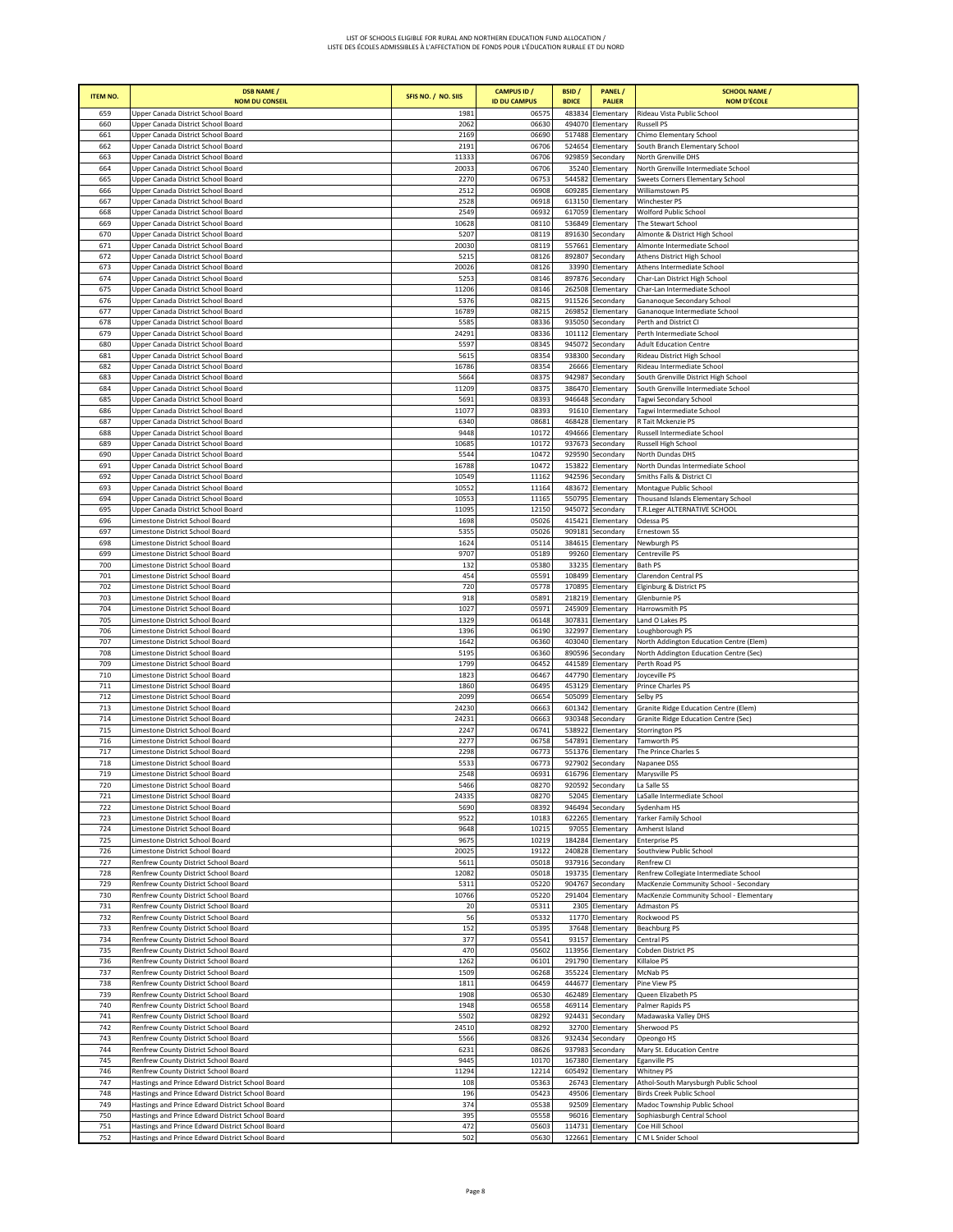LIST OF SCHOOLS ELIGIBLE FOR RURAL AND NORTHERN EDUCATION FUND ALLOCATION /
LISTE DES ÉCOLES ADMISSIBLES À L'AFFECTATION DE FONDS POUR L'ÉDUCATION RURALE ET DU NORD

| ITEM NO. | DSB NAME / NOM DU CONSEIL | SFIS NO. / NO. SIIS | CAMPUS ID / ID DU CAMPUS | BSID / BDICE | PANEL / PALIER | SCHOOL NAME / NOM D'ÉCOLE |
|---|---|---|---|---|---|---|
| 659 | Upper Canada District School Board | 1981 | 06575 | 483834 | Elementary | Rideau Vista Public School |
| 660 | Upper Canada District School Board | 2062 | 06630 | 494070 | Elementary | Russell PS |
| 661 | Upper Canada District School Board | 2169 | 06690 | 517488 | Elementary | Chimo Elementary School |
| 662 | Upper Canada District School Board | 2191 | 06706 | 524654 | Elementary | South Branch Elementary School |
| 663 | Upper Canada District School Board | 11333 | 06706 | 929859 | Secondary | North Grenville DHS |
| 664 | Upper Canada District School Board | 20033 | 06706 | 35240 | Elementary | North Grenville Intermediate School |
| 665 | Upper Canada District School Board | 2270 | 06753 | 544582 | Elementary | Sweets Corners Elementary School |
| 666 | Upper Canada District School Board | 2512 | 06908 | 609285 | Elementary | Williamstown PS |
| 667 | Upper Canada District School Board | 2528 | 06918 | 613150 | Elementary | Winchester PS |
| 668 | Upper Canada District School Board | 2549 | 06932 | 617059 | Elementary | Wolford Public School |
| 669 | Upper Canada District School Board | 10628 | 08110 | 536849 | Elementary | The Stewart School |
| 670 | Upper Canada District School Board | 5207 | 08119 | 891630 | Secondary | Almonte & District High School |
| 671 | Upper Canada District School Board | 20030 | 08119 | 557661 | Elementary | Almonte Intermediate School |
| 672 | Upper Canada District School Board | 5215 | 08126 | 892807 | Secondary | Athens District High School |
| 673 | Upper Canada District School Board | 20026 | 08126 | 33990 | Elementary | Athens Intermediate School |
| 674 | Upper Canada District School Board | 5253 | 08146 | 897876 | Secondary | Char-Lan District High School |
| 675 | Upper Canada District School Board | 11206 | 08146 | 262508 | Elementary | Char-Lan Intermediate School |
| 676 | Upper Canada District School Board | 5376 | 08215 | 911526 | Secondary | Gananoque Secondary School |
| 677 | Upper Canada District School Board | 16789 | 08215 | 269852 | Elementary | Gananoque Intermediate School |
| 678 | Upper Canada District School Board | 5585 | 08336 | 935050 | Secondary | Perth and District CI |
| 679 | Upper Canada District School Board | 24291 | 08336 | 101112 | Elementary | Perth Intermediate School |
| 680 | Upper Canada District School Board | 5597 | 08345 | 945072 | Secondary | Adult Education Centre |
| 681 | Upper Canada District School Board | 5615 | 08354 | 938300 | Secondary | Rideau District High School |
| 682 | Upper Canada District School Board | 16786 | 08354 | 26666 | Elementary | Rideau Intermediate School |
| 683 | Upper Canada District School Board | 5664 | 08375 | 942987 | Secondary | South Grenville District High School |
| 684 | Upper Canada District School Board | 11209 | 08375 | 386470 | Elementary | South Grenville Intermediate School |
| 685 | Upper Canada District School Board | 5691 | 08393 | 946648 | Secondary | Tagwi Secondary School |
| 686 | Upper Canada District School Board | 11077 | 08393 | 91610 | Elementary | Tagwi Intermediate School |
| 687 | Upper Canada District School Board | 6340 | 08681 | 468428 | Elementary | R Tait Mckenzie PS |
| 688 | Upper Canada District School Board | 9448 | 10172 | 494666 | Elementary | Russell Intermediate School |
| 689 | Upper Canada District School Board | 10685 | 10172 | 937673 | Secondary | Russell High School |
| 690 | Upper Canada District School Board | 5544 | 10472 | 929590 | Secondary | North Dundas DHS |
| 691 | Upper Canada District School Board | 16788 | 10472 | 153822 | Elementary | North Dundas Intermediate School |
| 692 | Upper Canada District School Board | 10549 | 11162 | 942596 | Secondary | Smiths Falls & District CI |
| 693 | Upper Canada District School Board | 10552 | 11164 | 483672 | Elementary | Montague Public School |
| 694 | Upper Canada District School Board | 10553 | 11165 | 550795 | Elementary | Thousand Islands Elementary School |
| 695 | Upper Canada District School Board | 11095 | 12150 | 945072 | Secondary | T.R.Leger ALTERNATIVE SCHOOL |
| 696 | Limestone District School Board | 1698 | 05026 | 415421 | Elementary | Odessa PS |
| 697 | Limestone District School Board | 5355 | 05026 | 909181 | Secondary | Ernestown SS |
| 698 | Limestone District School Board | 1624 | 05114 | 384615 | Elementary | Newburgh PS |
| 699 | Limestone District School Board | 9707 | 05189 | 99260 | Elementary | Centreville PS |
| 700 | Limestone District School Board | 132 | 05380 | 33235 | Elementary | Bath PS |
| 701 | Limestone District School Board | 454 | 05591 | 108499 | Elementary | Clarendon Central PS |
| 702 | Limestone District School Board | 720 | 05778 | 170895 | Elementary | Elginburg & District PS |
| 703 | Limestone District School Board | 918 | 05891 | 218219 | Elementary | Glenburnie PS |
| 704 | Limestone District School Board | 1027 | 05971 | 245909 | Elementary | Harrowsmith PS |
| 705 | Limestone District School Board | 1329 | 06148 | 307831 | Elementary | Land O Lakes PS |
| 706 | Limestone District School Board | 1396 | 06190 | 322997 | Elementary | Loughborough PS |
| 707 | Limestone District School Board | 1642 | 06360 | 403040 | Elementary | North Addington Education Centre (Elem) |
| 708 | Limestone District School Board | 5195 | 06360 | 890596 | Secondary | North Addington Education Centre (Sec) |
| 709 | Limestone District School Board | 1799 | 06452 | 441589 | Elementary | Perth Road PS |
| 710 | Limestone District School Board | 1823 | 06467 | 447790 | Elementary | Joyceville PS |
| 711 | Limestone District School Board | 1860 | 06495 | 453129 | Elementary | Prince Charles PS |
| 712 | Limestone District School Board | 2099 | 06654 | 505099 | Elementary | Selby PS |
| 713 | Limestone District School Board | 24230 | 06663 | 601342 | Elementary | Granite Ridge Education Centre (Elem) |
| 714 | Limestone District School Board | 24231 | 06663 | 930348 | Secondary | Granite Ridge Education Centre (Sec) |
| 715 | Limestone District School Board | 2247 | 06741 | 538922 | Elementary | Storrington PS |
| 716 | Limestone District School Board | 2277 | 06758 | 547891 | Elementary | Tamworth PS |
| 717 | Limestone District School Board | 2298 | 06773 | 551376 | Elementary | The Prince Charles S |
| 718 | Limestone District School Board | 5533 | 06773 | 927902 | Secondary | Napanee DSS |
| 719 | Limestone District School Board | 2548 | 06931 | 616796 | Elementary | Marysville PS |
| 720 | Limestone District School Board | 5466 | 08270 | 920592 | Secondary | La Salle SS |
| 721 | Limestone District School Board | 24335 | 08270 | 52045 | Elementary | LaSalle Intermediate School |
| 722 | Limestone District School Board | 5690 | 08392 | 946494 | Secondary | Sydenham HS |
| 723 | Limestone District School Board | 9522 | 10183 | 622265 | Elementary | Yarker Family School |
| 724 | Limestone District School Board | 9648 | 10215 | 97055 | Elementary | Amherst Island |
| 725 | Limestone District School Board | 9675 | 10219 | 184284 | Elementary | Enterprise PS |
| 726 | Limestone District School Board | 20025 | 19122 | 240828 | Elementary | Southview Public School |
| 727 | Renfrew County District School Board | 5611 | 05018 | 937916 | Secondary | Renfrew CI |
| 728 | Renfrew County District School Board | 12082 | 05018 | 193735 | Elementary | Renfrew Collegiate Intermediate School |
| 729 | Renfrew County District School Board | 5311 | 05220 | 904767 | Secondary | MacKenzie Community School - Secondary |
| 730 | Renfrew County District School Board | 10766 | 05220 | 291404 | Elementary | MacKenzie Community School - Elementary |
| 731 | Renfrew County District School Board | 20 | 05311 | 2305 | Elementary | Admaston PS |
| 732 | Renfrew County District School Board | 56 | 05332 | 11770 | Elementary | Rockwood PS |
| 733 | Renfrew County District School Board | 152 | 05395 | 37648 | Elementary | Beachburg PS |
| 734 | Renfrew County District School Board | 377 | 05541 | 93157 | Elementary | Central PS |
| 735 | Renfrew County District School Board | 470 | 05602 | 113956 | Elementary | Cobden District PS |
| 736 | Renfrew County District School Board | 1262 | 06101 | 291790 | Elementary | Killaloe PS |
| 737 | Renfrew County District School Board | 1509 | 06268 | 355224 | Elementary | McNab PS |
| 738 | Renfrew County District School Board | 1811 | 06459 | 444677 | Elementary | Pine View PS |
| 739 | Renfrew County District School Board | 1908 | 06530 | 462489 | Elementary | Queen Elizabeth PS |
| 740 | Renfrew County District School Board | 1948 | 06558 | 469114 | Elementary | Palmer Rapids PS |
| 741 | Renfrew County District School Board | 5502 | 08292 | 924431 | Secondary | Madawaska Valley DHS |
| 742 | Renfrew County District School Board | 24510 | 08292 | 32700 | Elementary | Sherwood PS |
| 743 | Renfrew County District School Board | 5566 | 08326 | 932434 | Secondary | Opeongo HS |
| 744 | Renfrew County District School Board | 6231 | 08626 | 937983 | Secondary | Mary St. Education Centre |
| 745 | Renfrew County District School Board | 9445 | 10170 | 167380 | Elementary | Eganville PS |
| 746 | Renfrew County District School Board | 11294 | 12214 | 605492 | Elementary | Whitney PS |
| 747 | Hastings and Prince Edward District School Board | 108 | 05363 | 26743 | Elementary | Athol-South Marysburgh Public School |
| 748 | Hastings and Prince Edward District School Board | 196 | 05423 | 49506 | Elementary | Birds Creek Public School |
| 749 | Hastings and Prince Edward District School Board | 374 | 05538 | 92509 | Elementary | Madoc Township Public School |
| 750 | Hastings and Prince Edward District School Board | 395 | 05558 | 96016 | Elementary | Sophiasburgh Central School |
| 751 | Hastings and Prince Edward District School Board | 472 | 05603 | 114731 | Elementary | Coe Hill School |
| 752 | Hastings and Prince Edward District School Board | 502 | 05630 | 122661 | Elementary | C M L Snider School |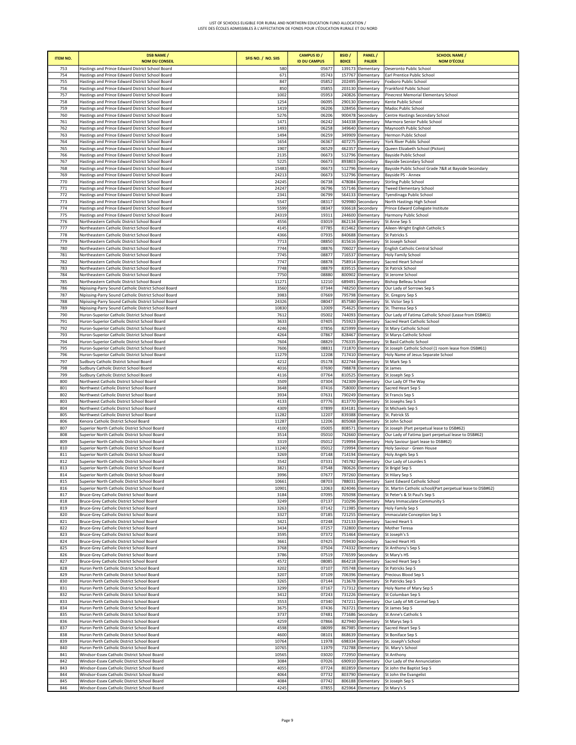LIST OF SCHOOLS ELIGIBLE FOR RURAL AND NORTHERN EDUCATION FUND ALLOCATION /
LISTE DES ÉCOLES ADMISSIBLES À L'AFFECTATION DE FONDS POUR L'ÉDUCATION RURALE ET DU NORD

| ITEM NO. | DSB NAME / NOM DU CONSEIL | SFIS NO. / NO. SIIS | CAMPUS ID / ID DU CAMPUS | BSID / BDICE | PANEL / PALIER | SCHOOL NAME / NOM D'ÉCOLE |
|---|---|---|---|---|---|---|
| 753 | Hastings and Prince Edward District School Board | 580 | 05677 | 139173 | Elementary | Deseronto Public School |
| 754 | Hastings and Prince Edward District School Board | 671 | 05743 | 157767 | Elementary | Earl Prentice Public School |
| 755 | Hastings and Prince Edward District School Board | 847 | 05852 | 202495 | Elementary | Foxboro Public School |
| 756 | Hastings and Prince Edward District School Board | 850 | 05855 | 203130 | Elementary | Frankford Public School |
| 757 | Hastings and Prince Edward District School Board | 1002 | 05953 | 240826 | Elementary | Pinecrest Memorial Elementary School |
| 758 | Hastings and Prince Edward District School Board | 1254 | 06095 | 290130 | Elementary | Kente Public School |
| 759 | Hastings and Prince Edward District School Board | 1419 | 06206 | 328456 | Elementary | Madoc Public School |
| 760 | Hastings and Prince Edward District School Board | 5276 | 06206 | 900478 | Secondary | Centre Hastings Secondary School |
| 761 | Hastings and Prince Edward District School Board | 1471 | 06242 | 344338 | Elementary | Marmora Senior Public School |
| 762 | Hastings and Prince Edward District School Board | 1493 | 06258 | 349640 | Elementary | Maynooth Public School |
| 763 | Hastings and Prince Edward District School Board | 1494 | 06259 | 349909 | Elementary | Hermon Public School |
| 764 | Hastings and Prince Edward District School Board | 1654 | 06367 | 407275 | Elementary | York River Public School |
| 765 | Hastings and Prince Edward District School Board | 1907 | 06529 | 462357 | Elementary | Queen Elizabeth School (Picton) |
| 766 | Hastings and Prince Edward District School Board | 2135 | 06673 | 512796 | Elementary | Bayside Public School |
| 767 | Hastings and Prince Edward District School Board | 5225 | 06673 | 893803 | Secondary | Bayside Secondary School |
| 768 | Hastings and Prince Edward District School Board | 15483 | 06673 | 512796 | Elementary | Bayside Public School Grade 7&8 at Bayside Secondary |
| 769 | Hastings and Prince Edward District School Board | 24213 | 06673 | 512796 | Elementary | Bayside PS - Annex |
| 770 | Hastings and Prince Edward District School Board | 24245 | 06738 | 478084 | Elementary | Stirling Public School |
| 771 | Hastings and Prince Edward District School Board | 24247 | 06796 | 557146 | Elementary | Tweed Elementary School |
| 772 | Hastings and Prince Edward District School Board | 2341 | 06799 | 564133 | Elementary | Tyendinaga Public School |
| 773 | Hastings and Prince Edward District School Board | 5547 | 08317 | 929980 | Secondary | North Hastings High School |
| 774 | Hastings and Prince Edward District School Board | 5599 | 08347 | 936618 | Secondary | Prince Edward Collegiate Institute |
| 775 | Hastings and Prince Edward District School Board | 24319 | 19311 | 244600 | Elementary | Harmony Public School |
| 776 | Northeastern Catholic District School Board | 4556 | 03019 | 862134 | Elementary | St Anne Sep S |
| 777 | Northeastern Catholic District School Board | 4145 | 07785 | 815462 | Elementary | Aileen-Wright English Catholic S |
| 778 | Northeastern Catholic District School Board | 4366 | 07935 | 840688 | Elementary | St Patricks S |
| 779 | Northeastern Catholic District School Board | 7713 | 08850 | 815616 | Elementary | St Joseph School |
| 780 | Northeastern Catholic District School Board | 7744 | 08876 | 706027 | Elementary | English Catholic Central School |
| 781 | Northeastern Catholic District School Board | 7745 | 08877 | 716537 | Elementary | Holy Family School |
| 782 | Northeastern Catholic District School Board | 7747 | 08878 | 758914 | Elementary | Sacred Heart School |
| 783 | Northeastern Catholic District School Board | 7748 | 08879 | 839515 | Elementary | St Patrick School |
| 784 | Northeastern Catholic District School Board | 7750 | 08880 | 800902 | Elementary | St Jerome School |
| 785 | Northeastern Catholic District School Board | 11271 | 12210 | 689491 | Elementary | Bishop Belleau School |
| 786 | Nipissing-Parry Sound Catholic District School Board | 3560 | 07344 | 748250 | Elementary | Our Lady of Sorrows Sep S |
| 787 | Nipissing-Parry Sound Catholic District School Board | 3983 | 07669 | 795798 | Elementary | St. Gregory Sep S |
| 788 | Nipissing-Parry Sound Catholic District School Board | 24326 | 08047 | 857580 | Elementary | St. Victor Sep S |
| 789 | Nipissing-Parry Sound Catholic District School Board | 10830 | 12009 | 754625 | Elementary | St. Theresa Sep S |
| 790 | Huron-Superior Catholic District School Board | 7612 | 05002 | 744093 | Elementary | Our Lady of Fatima Catholic School (Lease from DSB#61) |
| 791 | Huron-Superior Catholic District School Board | 3633 | 07405 | 755923 | Elementary | Sacred Heart Catholic School |
| 792 | Huron-Superior Catholic District School Board | 4246 | 07856 | 825999 | Elementary | St Mary Catholic School |
| 793 | Huron-Superior Catholic District School Board | 4264 | 07867 | 828467 | Elementary | St Marys Catholic School |
| 794 | Huron-Superior Catholic District School Board | 7604 | 08829 | 776335 | Elementary | St Basil Catholic School |
| 795 | Huron-Superior Catholic District School Board | 7606 | 08831 | 731870 | Elementary | St Joseph Catholic School (1 room lease from DSB#61) |
| 796 | Huron-Superior Catholic District School Board | 11279 | 12208 | 717410 | Elementary | Holy Name of Jesus Separate School |
| 797 | Sudbury Catholic District School Board | 4212 | 05178 | 822744 | Elementary | St Mark Sep S |
| 798 | Sudbury Catholic District School Board | 4016 | 07690 | 798878 | Elementary | St James |
| 799 | Sudbury Catholic District School Board | 4116 | 07764 | 810525 | Elementary | St Joseph Sep S |
| 800 | Northwest Catholic District School Board | 3509 | 07304 | 742309 | Elementary | Our Lady Of The Way |
| 801 | Northwest Catholic District School Board | 3648 | 07416 | 758000 | Elementary | Sacred Heart Sep S |
| 802 | Northwest Catholic District School Board | 3934 | 07631 | 790249 | Elementary | St Francis Sep S |
| 803 | Northwest Catholic District School Board | 4133 | 07776 | 813770 | Elementary | St Josephs Sep S |
| 804 | Northwest Catholic District School Board | 4309 | 07899 | 834181 | Elementary | St Michaels Sep S |
| 805 | Northwest Catholic District School Board | 11282 | 12207 | 839388 | Elementary | St. Patrick SS |
| 806 | Kenora Catholic District School Board | 11287 | 12206 | 805068 | Elementary | St John School |
| 807 | Superior North Catholic District School Board | 4100 | 05005 | 808571 | Elementary | St Joseph (Part perpetual lease to DSB#62) |
| 808 | Superior North Catholic District School Board | 3514 | 05010 | 742660 | Elementary | Our Lady of Fatima (part perpetual lease to DSB#62) |
| 809 | Superior North Catholic District School Board | 3319 | 05012 | 719994 | Elementary | Holy Saviour (part lease to DSB#62) |
| 810 | Superior North Catholic District School Board | 11240 | 05012 | 719994 | Elementary | Holy Saviour - Green House |
| 811 | Superior North Catholic District School Board | 3269 | 07148 | 714194 | Elementary | Holy Angels Sep S |
| 812 | Superior North Catholic District School Board | 3542 | 07331 | 745782 | Elementary | Our Lady of Lourdes S |
| 813 | Superior North Catholic District School Board | 3821 | 07548 | 780626 | Elementary | St Brigid Sep S |
| 814 | Superior North Catholic District School Board | 3996 | 07677 | 797260 | Elementary | St Hilary Sep S |
| 815 | Superior North Catholic District School Board | 10661 | 08703 | 788031 | Elementary | Saint Edward Catholic School |
| 816 | Superior North Catholic District School Board | 10901 | 12063 | 824046 | Elementary | St. Martin Catholic school(Part perpetual lease to DSB#62) |
| 817 | Bruce-Grey Catholic District School Board | 3184 | 07095 | 705098 | Elementary | St Peter's & St Paul's Sep S |
| 818 | Bruce-Grey Catholic District School Board | 3249 | 07137 | 710296 | Elementary | Mary Immaculate Community S |
| 819 | Bruce-Grey Catholic District School Board | 3263 | 07142 | 711985 | Elementary | Holy Family Sep S |
| 820 | Bruce-Grey Catholic District School Board | 3327 | 07185 | 721255 | Elementary | Immaculate Conception Sep S |
| 821 | Bruce-Grey Catholic District School Board | 3421 | 07248 | 732133 | Elementary | Sacred Heart S |
| 822 | Bruce-Grey Catholic District School Board | 3434 | 07257 | 732800 | Elementary | Mother Teresa |
| 823 | Bruce-Grey Catholic District School Board | 3595 | 07372 | 751464 | Elementary | St Joseph's S |
| 824 | Bruce-Grey Catholic District School Board | 3661 | 07425 | 759430 | Secondary | Sacred Heart HS |
| 825 | Bruce-Grey Catholic District School Board | 3768 | 07504 | 774332 | Elementary | St Anthony's Sep S |
| 826 | Bruce-Grey Catholic District School Board | 3786 | 07519 | 776599 | Secondary | St Mary's HS |
| 827 | Bruce-Grey Catholic District School Board | 4572 | 08085 | 864218 | Elementary | Sacred Heart Sep S |
| 828 | Huron Perth Catholic District School Board | 3202 | 07107 | 705748 | Elementary | St Patricks Sep S |
| 829 | Huron Perth Catholic District School Board | 3207 | 07109 | 706396 | Elementary | Precious Blood Sep S |
| 830 | Huron Perth Catholic District School Board | 3265 | 07144 | 713678 | Elementary | St Patricks Sep S |
| 831 | Huron Perth Catholic District School Board | 3299 | 07167 | 717312 | Elementary | Holy Name of Mary Sep S |
| 832 | Huron Perth Catholic District School Board | 3412 | 07243 | 731226 | Elementary | St Columban Sep S |
| 833 | Huron Perth Catholic District School Board | 3553 | 07340 | 747211 | Elementary | Our Lady of Mt Carmel Sep S |
| 834 | Huron Perth Catholic District School Board | 3675 | 07436 | 763721 | Elementary | St James Sep S |
| 835 | Huron Perth Catholic District School Board | 3737 | 07481 | 771686 | Secondary | St Anne's Catholic S |
| 836 | Huron Perth Catholic District School Board | 4259 | 07866 | 827940 | Elementary | St Marys Sep S |
| 837 | Huron Perth Catholic District School Board | 4598 | 08099 | 867985 | Elementary | Sacred Heart Sep S |
| 838 | Huron Perth Catholic District School Board | 4600 | 08101 | 868639 | Elementary | St Boniface Sep S |
| 839 | Huron Perth Catholic District School Board | 10764 | 11978 | 698334 | Elementary | St. Joseph's School |
| 840 | Huron Perth Catholic District School Board | 10765 | 11979 | 732788 | Elementary | St. Mary's School |
| 841 | Windsor-Essex Catholic District School Board | 10565 | 03020 | 772950 | Elementary | St Anthony |
| 842 | Windsor-Essex Catholic District School Board | 3084 | 07026 | 690910 | Elementary | Our Lady of the Annunciation |
| 843 | Windsor-Essex Catholic District School Board | 4055 | 07724 | 802859 | Elementary | St John the Baptist Sep S |
| 844 | Windsor-Essex Catholic District School Board | 4064 | 07732 | 803790 | Elementary | St John the Evangelist |
| 845 | Windsor-Essex Catholic District School Board | 4084 | 07742 | 806188 | Elementary | St Joseph Sep S |
| 846 | Windsor-Essex Catholic District School Board | 4245 | 07855 | 825964 | Elementary | St Mary's S |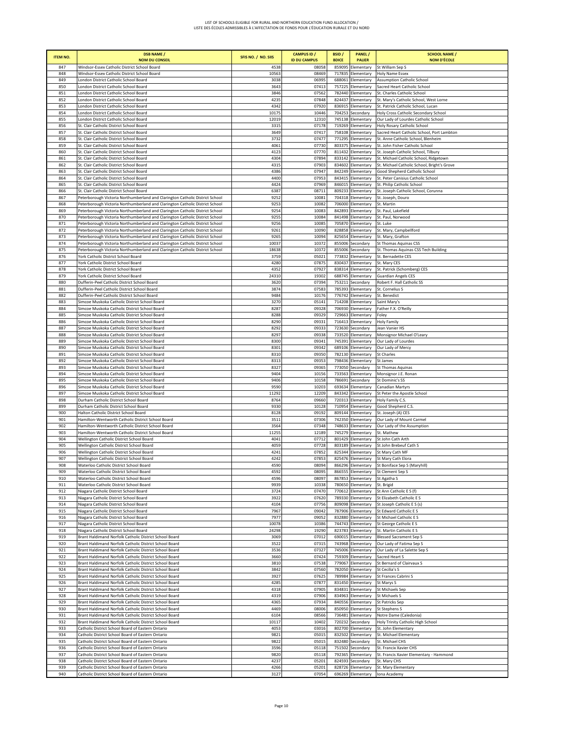LIST OF SCHOOLS ELIGIBLE FOR RURAL AND NORTHERN EDUCATION FUND ALLOCATION /
LISTE DES ÉCOLES ADMISSIBLES À L'AFFECTATION DE FONDS POUR L'ÉDUCATION RURALE ET DU NORD

| ITEM NO. | DSB NAME / NOM DU CONSEIL | SFIS NO. / NO. SIIS | CAMPUS ID / ID DU CAMPUS | BSID / BDICE | PANEL / PALIER | SCHOOL NAME / NOM D'ÉCOLE |
|---|---|---|---|---|---|---|
| 847 | Windsor-Essex Catholic District School Board | 4538 | 08058 | 859095 | Elementary | St William Sep S |
| 848 | Windsor-Essex Catholic District School Board | 10563 | 08469 | 717835 | Elementary | Holy Name Essex |
| 849 | London District Catholic School Board | 3038 | 06995 | 688061 | Elementary | Assumption Catholic School |
| 850 | London District Catholic School Board | 3643 | 07413 | 757225 | Elementary | Sacred Heart Catholic School |
| 851 | London District Catholic School Board | 3846 | 07562 | 782440 | Elementary | St. Charles Catholic School |
| 852 | London District Catholic School Board | 4235 | 07848 | 824437 | Elementary | St. Mary's Catholic School, West Lorne |
| 853 | London District Catholic School Board | 4342 | 07920 | 836915 | Elementary | St. Patrick Catholic School, Lucan |
| 854 | London District Catholic School Board | 10175 | 10446 | 704253 | Secondary | Holy Cross Catholic Secondary School |
| 855 | London District Catholic School Board | 12019 | 12310 | 745138 | Elementary | Our Lady of Lourdes Catholic School |
| 856 | St. Clair Catholic District School Board | 3315 | 07178 | 719269 | Elementary | Holy Rosary Catholic School |
| 857 | St. Clair Catholic District School Board | 3649 | 07417 | 758108 | Elementary | Sacred Heart Catholic School, Port Lambton |
| 858 | St. Clair Catholic District School Board | 3732 | 07477 | 771295 | Elementary | St. Anne Catholic School, Blenheim |
| 859 | St. Clair Catholic District School Board | 4061 | 07730 | 803375 | Elementary | St. John Fisher Catholic School |
| 860 | St. Clair Catholic District School Board | 4123 | 07770 | 811432 | Elementary | St. Joseph Catholic School, Tilbury |
| 861 | St. Clair Catholic District School Board | 4304 | 07894 | 833142 | Elementary | St. Michael Catholic School, Ridgetown |
| 862 | St. Clair Catholic District School Board | 4315 | 07903 | 834602 | Elementary | St. Michael Catholic School, Bright's Grove |
| 863 | St. Clair Catholic District School Board | 4386 | 07947 | 842249 | Elementary | Good Shepherd Catholic School |
| 864 | St. Clair Catholic District School Board | 4400 | 07953 | 843415 | Elementary | St. Peter Canisius Catholic School |
| 865 | St. Clair Catholic District School Board | 4424 | 07969 | 846015 | Elementary | St. Philip Catholic School |
| 866 | St. Clair Catholic District School Board | 6387 | 08711 | 809233 | Elementary | St. Joseph Catholic School, Corunna |
| 867 | Peterborough Victoria Northumberland and Clarington Catholic District School | 9252 | 10081 | 704318 | Elementary | St. Joseph, Douro |
| 868 | Peterborough Victoria Northumberland and Clarington Catholic District School | 9253 | 10082 | 706000 | Elementary | St. Martin |
| 869 | Peterborough Victoria Northumberland and Clarington Catholic District School | 9254 | 10083 | 842893 | Elementary | St. Paul, Lakefield |
| 870 | Peterborough Victoria Northumberland and Clarington Catholic District School | 9255 | 10084 | 841498 | Elementary | St. Paul, Norwood |
| 871 | Peterborough Victoria Northumberland and Clarington Catholic District School | 9256 | 10085 | 705870 | Elementary | St. Luke |
| 872 | Peterborough Victoria Northumberland and Clarington Catholic District School | 9261 | 10090 | 828858 | Elementary | St. Mary, Campbellford |
| 873 | Peterborough Victoria Northumberland and Clarington Catholic District School | 9265 | 10094 | 825654 | Elementary | St. Mary, Grafton |
| 874 | Peterborough Victoria Northumberland and Clarington Catholic District School | 10037 | 10372 | 855006 | Secondary | St Thomas Aquinas CSS |
| 875 | Peterborough Victoria Northumberland and Clarington Catholic District School | 18638 | 10372 | 855006 | Secondary | St. Thomas Aquinas CSS Tech Building |
| 876 | York Catholic District School Board | 3759 | 05021 | 773832 | Elementary | St. Bernadette CES |
| 877 | York Catholic District School Board | 4280 | 07875 | 830437 | Elementary | St. Mary CES |
| 878 | York Catholic District School Board | 4352 | 07927 | 838314 | Elementary | St. Patrick (Schomberg) CES |
| 879 | York Catholic District School Board | 24310 | 19302 | 688745 | Elementary | Guardian Angels CES |
| 880 | Dufferin-Peel Catholic District School Board | 3620 | 07394 | 753211 | Secondary | Robert F. Hall Catholic SS |
| 881 | Dufferin-Peel Catholic District School Board | 3874 | 07583 | 785393 | Elementary | St. Cornelius S |
| 882 | Dufferin-Peel Catholic District School Board | 9484 | 10176 | 776742 | Elementary | St. Benedict |
| 883 | Simcoe Muskoka Catholic District School Board | 3270 | 05141 | 714208 | Elementary | Saint Mary's |
| 884 | Simcoe Muskoka Catholic District School Board | 8287 | 09328 | 706930 | Elementary | Father F.X. O'Reilly |
| 885 | Simcoe Muskoka Catholic District School Board | 8288 | 09329 | 729663 | Elementary | Foley |
| 886 | Simcoe Muskoka Catholic District School Board | 8290 | 09331 | 716413 | Elementary | Holy Family |
| 887 | Simcoe Muskoka Catholic District School Board | 8292 | 09333 | 723630 | Secondary | Jean Vanier HS |
| 888 | Simcoe Muskoka Catholic District School Board | 8297 | 09338 | 733520 | Elementary | Monsignor Michael O'Leary |
| 889 | Simcoe Muskoka Catholic District School Board | 8300 | 09341 | 745391 | Elementary | Our Lady of Lourdes |
| 890 | Simcoe Muskoka Catholic District School Board | 8301 | 09342 | 689106 | Elementary | Our Lady of Mercy |
| 891 | Simcoe Muskoka Catholic District School Board | 8310 | 09350 | 782130 | Elementary | St Charles |
| 892 | Simcoe Muskoka Catholic District School Board | 8313 | 09353 | 798436 | Elementary | St James |
| 893 | Simcoe Muskoka Catholic District School Board | 8327 | 09365 | 773050 | Secondary | St Thomas Aquinas |
| 894 | Simcoe Muskoka Catholic District School Board | 9404 | 10156 | 733563 | Elementary | Monsignor J.E. Ronan |
| 895 | Simcoe Muskoka Catholic District School Board | 9406 | 10158 | 786691 | Secondary | St Dominic's SS |
| 896 | Simcoe Muskoka Catholic District School Board | 9590 | 10203 | 693634 | Elementary | Canadian Martyrs |
| 897 | Simcoe Muskoka Catholic District School Board | 11292 | 12209 | 843342 | Elementary | St Peter the Apostle School |
| 898 | Durham Catholic District School Board | 8764 | 09660 | 720313 | Elementary | Holy Family C.S. |
| 899 | Durham Catholic District School Board | 9330 | 10128 | 710954 | Elementary | Good Shepherd C.S. |
| 900 | Halton Catholic District School Board | 8128 | 09192 | 809144 | Elementary | St. Joseph (A) CES |
| 901 | Hamilton-Wentworth Catholic District School Board | 3511 | 07306 | 742350 | Elementary | Our Lady of Mount Carmel |
| 902 | Hamilton-Wentworth Catholic District School Board | 3564 | 07348 | 748633 | Elementary | Our Lady of the Assumption |
| 903 | Hamilton-Wentworth Catholic District School Board | 11255 | 12189 | 745279 | Elementary | St. Mathew |
| 904 | Wellington Catholic District School Board | 4041 | 07712 | 801429 | Elementary | St John Cath Arth |
| 905 | Wellington Catholic District School Board | 4059 | 07728 | 803189 | Elementary | St John Brebeuf Cath S |
| 906 | Wellington Catholic District School Board | 4241 | 07852 | 825344 | Elementary | St Mary Cath MF |
| 907 | Wellington Catholic District School Board | 4242 | 07853 | 825476 | Elementary | St Mary Cath Elora |
| 908 | Waterloo Catholic District School Board | 4590 | 08094 | 866296 | Elementary | St Boniface Sep S (Maryhill) |
| 909 | Waterloo Catholic District School Board | 4592 | 08095 | 866555 | Elementary | St Clement Sep S |
| 910 | Waterloo Catholic District School Board | 4596 | 08097 | 867853 | Elementary | St Agatha S |
| 911 | Waterloo Catholic District School Board | 9939 | 10338 | 780650 | Elementary | St. Brigid |
| 912 | Niagara Catholic District School Board | 3724 | 07470 | 770612 | Elementary | St Ann Catholic E S (f) |
| 913 | Niagara Catholic District School Board | 3922 | 07620 | 789330 | Elementary | St Elizabeth Catholic E S |
| 914 | Niagara Catholic District School Board | 4104 | 07756 | 809098 | Elementary | St Joseph Catholic E S (s) |
| 915 | Niagara Catholic District School Board | 7967 | 09042 | 787906 | Elementary | St Edward Catholic E S |
| 916 | Niagara Catholic District School Board | 7977 | 09052 | 832880 | Elementary | St Michael Catholic E S |
| 917 | Niagara Catholic District School Board | 10078 | 10386 | 744743 | Elementary | St George Catholic E S |
| 918 | Niagara Catholic District School Board | 24298 | 19290 | 823783 | Elementary | St. Martin Catholic E S |
| 919 | Brant Haldimand Norfolk Catholic District School Board | 3069 | 07012 | 690015 | Elementary | Blessed Sacrament Sep S |
| 920 | Brant Haldimand Norfolk Catholic District School Board | 3522 | 07315 | 743968 | Elementary | Our Lady of Fatima Sep S |
| 921 | Brant Haldimand Norfolk Catholic District School Board | 3536 | 07327 | 745006 | Elementary | Our Lady of La Salette Sep S |
| 922 | Brant Haldimand Norfolk Catholic District School Board | 3660 | 07424 | 759309 | Elementary | Sacred Heart S |
| 923 | Brant Haldimand Norfolk Catholic District School Board | 3810 | 07538 | 779067 | Elementary | St Bernard of Clairvaux S |
| 924 | Brant Haldimand Norfolk Catholic District School Board | 3842 | 07560 | 782050 | Elementary | St Cecilia's S |
| 925 | Brant Haldimand Norfolk Catholic District School Board | 3927 | 07625 | 789984 | Elementary | St Frances Cabrini S |
| 926 | Brant Haldimand Norfolk Catholic District School Board | 4285 | 07877 | 831450 | Elementary | St Marys S |
| 927 | Brant Haldimand Norfolk Catholic District School Board | 4318 | 07905 | 834831 | Elementary | St Michaels Sep |
| 928 | Brant Haldimand Norfolk Catholic District School Board | 4319 | 07906 | 834963 | Elementary | St Michaels S |
| 929 | Brant Haldimand Norfolk Catholic District School Board | 4365 | 07934 | 840556 | Elementary | St Patricks Sep |
| 930 | Brant Haldimand Norfolk Catholic District School Board | 4469 | 08006 | 850950 | Elementary | St Stephens S |
| 931 | Brant Haldimand Norfolk Catholic District School Board | 6104 | 08566 | 736481 | Elementary | Notre Dame (Caledonia) |
| 932 | Brant Haldimand Norfolk Catholic District School Board | 10117 | 10402 | 720232 | Secondary | Holy Trinity Catholic High School |
| 933 | Catholic District School Board of Eastern Ontario | 4053 | 03016 | 802700 | Elementary | St. John Elementary |
| 934 | Catholic District School Board of Eastern Ontario | 9821 | 05015 | 832502 | Elementary | St. Michael Elementary |
| 935 | Catholic District School Board of Eastern Ontario | 9822 | 05015 | 832480 | Secondary | St. Michael CHS |
| 936 | Catholic District School Board of Eastern Ontario | 3596 | 05118 | 751502 | Secondary | St. Francis Xavier CHS |
| 937 | Catholic District School Board of Eastern Ontario | 9820 | 05118 | 792365 | Elementary | St. Francis Xavier Elementary - Hammond |
| 938 | Catholic District School Board of Eastern Ontario | 4237 | 05201 | 824593 | Secondary | St. Mary CHS |
| 939 | Catholic District School Board of Eastern Ontario | 4266 | 05201 | 828726 | Elementary | St. Mary Elementary |
| 940 | Catholic District School Board of Eastern Ontario | 3127 | 07054 | 696269 | Elementary | Iona Academy |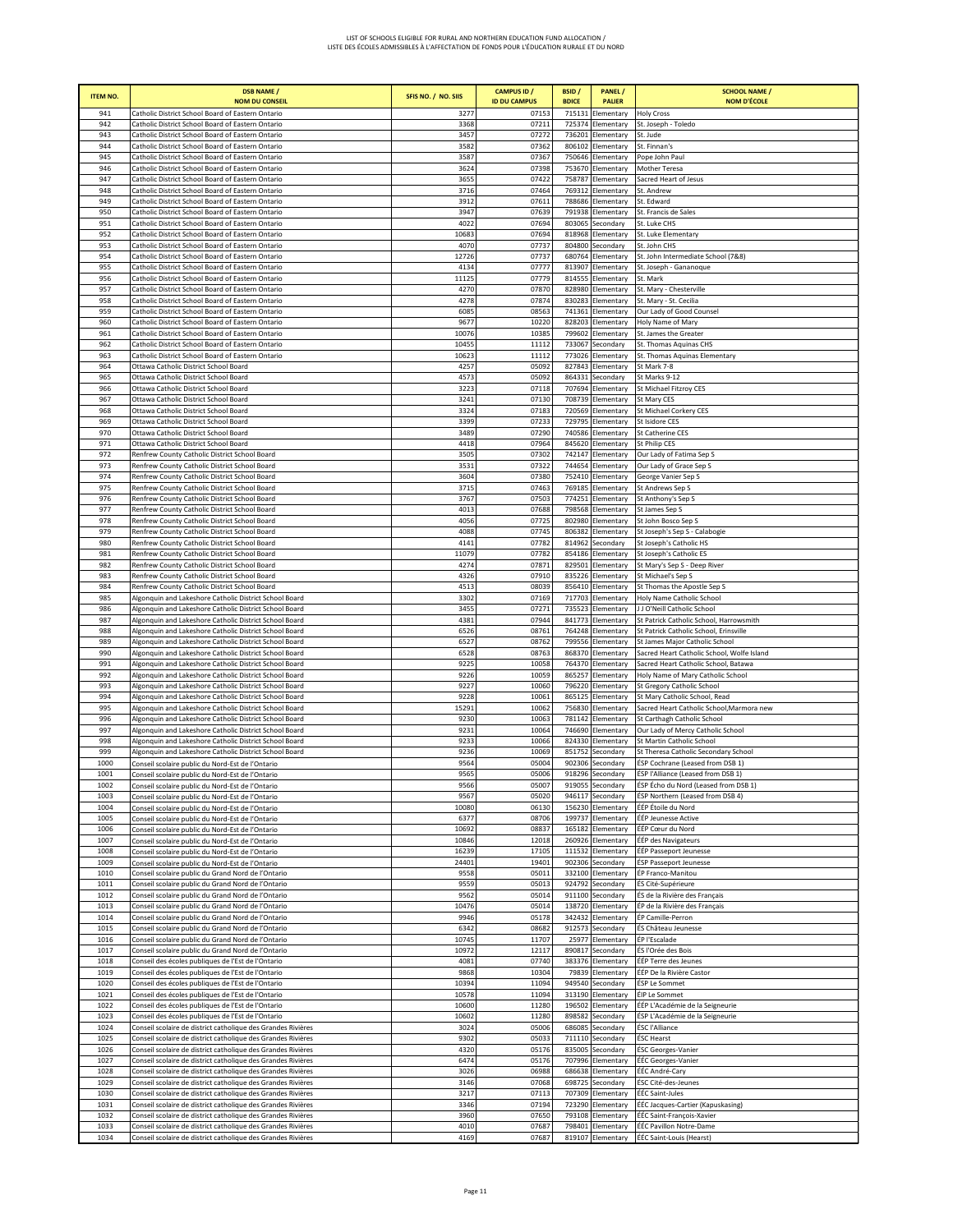LIST OF SCHOOLS ELIGIBLE FOR RURAL AND NORTHERN EDUCATION FUND ALLOCATION /
LISTE DES ÉCOLES ADMISSIBLES À L'AFFECTATION DE FONDS POUR L'ÉDUCATION RURALE ET DU NORD

| ITEM NO. | DSB NAME / NOM DU CONSEIL | SFIS NO. / NO. SIIS | CAMPUS ID / ID DU CAMPUS | BSID / BDICE | PANEL / PALIER | SCHOOL NAME / NOM D'ÉCOLE |
|---|---|---|---|---|---|---|
| 941 | Catholic District School Board of Eastern Ontario | 3277 | 07153 | 715131 | Elementary | Holy Cross |
| 942 | Catholic District School Board of Eastern Ontario | 3368 | 07211 | 725374 | Elementary | St. Joseph - Toledo |
| 943 | Catholic District School Board of Eastern Ontario | 3457 | 07272 | 736201 | Elementary | St. Jude |
| 944 | Catholic District School Board of Eastern Ontario | 3582 | 07362 | 806102 | Elementary | St. Finnan's |
| 945 | Catholic District School Board of Eastern Ontario | 3587 | 07367 | 750646 | Elementary | Pope John Paul |
| 946 | Catholic District School Board of Eastern Ontario | 3624 | 07398 | 753670 | Elementary | Mother Teresa |
| 947 | Catholic District School Board of Eastern Ontario | 3655 | 07422 | 758787 | Elementary | Sacred Heart of Jesus |
| 948 | Catholic District School Board of Eastern Ontario | 3716 | 07464 | 769312 | Elementary | St. Andrew |
| 949 | Catholic District School Board of Eastern Ontario | 3912 | 07611 | 788686 | Elementary | St. Edward |
| 950 | Catholic District School Board of Eastern Ontario | 3947 | 07639 | 791938 | Elementary | St. Francis de Sales |
| 951 | Catholic District School Board of Eastern Ontario | 4022 | 07694 | 803065 | Secondary | St. Luke CHS |
| 952 | Catholic District School Board of Eastern Ontario | 10683 | 07694 | 818968 | Elementary | St. Luke Elementary |
| 953 | Catholic District School Board of Eastern Ontario | 4070 | 07737 | 804800 | Secondary | St. John CHS |
| 954 | Catholic District School Board of Eastern Ontario | 12726 | 07737 | 680764 | Elementary | St. John Intermediate School (7&8) |
| 955 | Catholic District School Board of Eastern Ontario | 4134 | 07777 | 813907 | Elementary | St. Joseph - Gananoque |
| 956 | Catholic District School Board of Eastern Ontario | 11125 | 07779 | 814555 | Elementary | St. Mark |
| 957 | Catholic District School Board of Eastern Ontario | 4270 | 07870 | 828980 | Elementary | St. Mary - Chesterville |
| 958 | Catholic District School Board of Eastern Ontario | 4278 | 07874 | 830283 | Elementary | St. Mary - St. Cecilia |
| 959 | Catholic District School Board of Eastern Ontario | 6085 | 08563 | 741361 | Elementary | Our Lady of Good Counsel |
| 960 | Catholic District School Board of Eastern Ontario | 9677 | 10220 | 828203 | Elementary | Holy Name of Mary |
| 961 | Catholic District School Board of Eastern Ontario | 10076 | 10385 | 799602 | Elementary | St. James the Greater |
| 962 | Catholic District School Board of Eastern Ontario | 10455 | 11112 | 733067 | Secondary | St. Thomas Aquinas CHS |
| 963 | Catholic District School Board of Eastern Ontario | 10623 | 11112 | 773026 | Elementary | St. Thomas Aquinas Elementary |
| 964 | Ottawa Catholic District School Board | 4257 | 05092 | 827843 | Elementary | St Mark 7-8 |
| 965 | Ottawa Catholic District School Board | 4573 | 05092 | 864331 | Secondary | St Marks 9-12 |
| 966 | Ottawa Catholic District School Board | 3223 | 07118 | 707694 | Elementary | St Michael Fitzroy CES |
| 967 | Ottawa Catholic District School Board | 3241 | 07130 | 708739 | Elementary | St Mary CES |
| 968 | Ottawa Catholic District School Board | 3324 | 07183 | 720569 | Elementary | St Michael Corkery CES |
| 969 | Ottawa Catholic District School Board | 3399 | 07233 | 729795 | Elementary | St Isidore CES |
| 970 | Ottawa Catholic District School Board | 3489 | 07290 | 740586 | Elementary | St Catherine CES |
| 971 | Ottawa Catholic District School Board | 4418 | 07964 | 845620 | Elementary | St Philip CES |
| 972 | Renfrew County Catholic District School Board | 3505 | 07302 | 742147 | Elementary | Our Lady of Fatima Sep S |
| 973 | Renfrew County Catholic District School Board | 3531 | 07322 | 744654 | Elementary | Our Lady of Grace Sep S |
| 974 | Renfrew County Catholic District School Board | 3604 | 07380 | 752410 | Elementary | George Vanier Sep S |
| 975 | Renfrew County Catholic District School Board | 3715 | 07463 | 769185 | Elementary | St Andrews Sep S |
| 976 | Renfrew County Catholic District School Board | 3767 | 07503 | 774251 | Elementary | St Anthony's Sep S |
| 977 | Renfrew County Catholic District School Board | 4013 | 07688 | 798568 | Elementary | St James Sep S |
| 978 | Renfrew County Catholic District School Board | 4056 | 07725 | 802980 | Elementary | St John Bosco Sep S |
| 979 | Renfrew County Catholic District School Board | 4088 | 07745 | 806382 | Elementary | St Joseph's Sep S - Calabogie |
| 980 | Renfrew County Catholic District School Board | 4141 | 07782 | 814962 | Secondary | St Joseph's Catholic HS |
| 981 | Renfrew County Catholic District School Board | 11079 | 07782 | 854186 | Elementary | St Joseph's Catholic ES |
| 982 | Renfrew County Catholic District School Board | 4274 | 07871 | 829501 | Elementary | St Mary's Sep S - Deep River |
| 983 | Renfrew County Catholic District School Board | 4326 | 07910 | 835226 | Elementary | St Michael's Sep S |
| 984 | Renfrew County Catholic District School Board | 4513 | 08039 | 856410 | Elementary | St Thomas the Apostle Sep S |
| 985 | Algonquin and Lakeshore Catholic District School Board | 3302 | 07169 | 717703 | Elementary | Holy Name Catholic School |
| 986 | Algonquin and Lakeshore Catholic District School Board | 3455 | 07271 | 735523 | Elementary | J J O'Neill Catholic School |
| 987 | Algonquin and Lakeshore Catholic District School Board | 4381 | 07944 | 841773 | Elementary | St Patrick Catholic School, Harrowsmith |
| 988 | Algonquin and Lakeshore Catholic District School Board | 6526 | 08761 | 764248 | Elementary | St Patrick Catholic School, Erinsville |
| 989 | Algonquin and Lakeshore Catholic District School Board | 6527 | 08762 | 799556 | Elementary | St James Major Catholic School |
| 990 | Algonquin and Lakeshore Catholic District School Board | 6528 | 08763 | 868370 | Elementary | Sacred Heart Catholic School, Wolfe Island |
| 991 | Algonquin and Lakeshore Catholic District School Board | 9225 | 10058 | 764370 | Elementary | Sacred Heart Catholic School, Batawa |
| 992 | Algonquin and Lakeshore Catholic District School Board | 9226 | 10059 | 865257 | Elementary | Holy Name of Mary Catholic School |
| 993 | Algonquin and Lakeshore Catholic District School Board | 9227 | 10060 | 796220 | Elementary | St Gregory Catholic School |
| 994 | Algonquin and Lakeshore Catholic District School Board | 9228 | 10061 | 865125 | Elementary | St Mary Catholic School, Read |
| 995 | Algonquin and Lakeshore Catholic District School Board | 15291 | 10062 | 756830 | Elementary | Sacred Heart Catholic School,Marmora new |
| 996 | Algonquin and Lakeshore Catholic District School Board | 9230 | 10063 | 781142 | Elementary | St Carthagh Catholic School |
| 997 | Algonquin and Lakeshore Catholic District School Board | 9231 | 10064 | 746690 | Elementary | Our Lady of Mercy Catholic School |
| 998 | Algonquin and Lakeshore Catholic District School Board | 9233 | 10066 | 824330 | Elementary | St Martin Catholic School |
| 999 | Algonquin and Lakeshore Catholic District School Board | 9236 | 10069 | 851752 | Secondary | St Theresa Catholic Secondary School |
| 1000 | Conseil scolaire public du Nord-Est de l'Ontario | 9564 | 05004 | 902306 | Secondary | ÉSP Cochrane (Leased from DSB 1) |
| 1001 | Conseil scolaire public du Nord-Est de l'Ontario | 9565 | 05006 | 918296 | Secondary | ÉSP l'Alliance (Leased from DSB 1) |
| 1002 | Conseil scolaire public du Nord-Est de l'Ontario | 9566 | 05007 | 919055 | Secondary | ÉSP Écho du Nord (Leased from DSB 1) |
| 1003 | Conseil scolaire public du Nord-Est de l'Ontario | 9567 | 05020 | 946117 | Secondary | ÉSP Northern (Leased from DSB 4) |
| 1004 | Conseil scolaire public du Nord-Est de l'Ontario | 10080 | 06130 | 156230 | Elementary | ÉÉP Étoile du Nord |
| 1005 | Conseil scolaire public du Nord-Est de l'Ontario | 6377 | 08706 | 199737 | Elementary | ÉÉP Jeunesse Active |
| 1006 | Conseil scolaire public du Nord-Est de l'Ontario | 10692 | 08837 | 165182 | Elementary | ÉÉP Cœur du Nord |
| 1007 | Conseil scolaire public du Nord-Est de l'Ontario | 10846 | 12018 | 260926 | Elementary | ÉÉP des Navigateurs |
| 1008 | Conseil scolaire public du Nord-Est de l'Ontario | 16239 | 17105 | 111532 | Elementary | ÉÉP Passeport Jeunesse |
| 1009 | Conseil scolaire public du Nord-Est de l'Ontario | 24401 | 19401 | 902306 | Secondary | ÉSP Passeport Jeunesse |
| 1010 | Conseil scolaire public du Grand Nord de l'Ontario | 9558 | 05011 | 332100 | Elementary | ÉP Franco-Manitou |
| 1011 | Conseil scolaire public du Grand Nord de l'Ontario | 9559 | 05013 | 924792 | Secondary | ÉS Cité-Supérieure |
| 1012 | Conseil scolaire public du Grand Nord de l'Ontario | 9562 | 05014 | 911100 | Secondary | ÉS de la Rivière des Français |
| 1013 | Conseil scolaire public du Grand Nord de l'Ontario | 10476 | 05014 | 138720 | Elementary | ÉP de la Rivière des Français |
| 1014 | Conseil scolaire public du Grand Nord de l'Ontario | 9946 | 05178 | 342432 | Elementary | ÉP Camille-Perron |
| 1015 | Conseil scolaire public du Grand Nord de l'Ontario | 6342 | 08682 | 912573 | Secondary | ÉS Château Jeunesse |
| 1016 | Conseil scolaire public du Grand Nord de l'Ontario | 10745 | 11707 | 25977 | Elementary | ÉP l'Escalade |
| 1017 | Conseil scolaire public du Grand Nord de l'Ontario | 10972 | 12117 | 890817 | Secondary | ÉS l'Orée des Bois |
| 1018 | Conseil des écoles publiques de l'Est de l'Ontario | 4081 | 07740 | 383376 | Elementary | ÉÉP Terre des Jeunes |
| 1019 | Conseil des écoles publiques de l'Est de l'Ontario | 9868 | 10304 | 79839 | Elementary | ÉÉP De la Rivière Castor |
| 1020 | Conseil des écoles publiques de l'Est de l'Ontario | 10394 | 11094 | 949540 | Secondary | ÉSP Le Sommet |
| 1021 | Conseil des écoles publiques de l'Est de l'Ontario | 10578 | 11094 | 313190 | Elementary | ÉIP Le Sommet |
| 1022 | Conseil des écoles publiques de l'Est de l'Ontario | 10600 | 11280 | 196502 | Elementary | ÉÉP L'Académie de la Seigneurie |
| 1023 | Conseil des écoles publiques de l'Est de l'Ontario | 10602 | 11280 | 898582 | Secondary | ÉSP L'Académie de la Seigneurie |
| 1024 | Conseil scolaire de district catholique des Grandes Rivières | 3024 | 05006 | 686085 | Secondary | ÉSC l'Alliance |
| 1025 | Conseil scolaire de district catholique des Grandes Rivières | 9302 | 05033 | 711110 | Secondary | ÉSC Hearst |
| 1026 | Conseil scolaire de district catholique des Grandes Rivières | 4320 | 05176 | 835005 | Secondary | ÉSC Georges-Vanier |
| 1027 | Conseil scolaire de district catholique des Grandes Rivières | 6474 | 05176 | 707996 | Elementary | ÉÉC Georges-Vanier |
| 1028 | Conseil scolaire de district catholique des Grandes Rivières | 3026 | 06988 | 686638 | Elementary | ÉÉC André-Cary |
| 1029 | Conseil scolaire de district catholique des Grandes Rivières | 3146 | 07068 | 698725 | Secondary | ÉSC Cité-des-Jeunes |
| 1030 | Conseil scolaire de district catholique des Grandes Rivières | 3217 | 07113 | 707309 | Elementary | ÉÉC Saint-Jules |
| 1031 | Conseil scolaire de district catholique des Grandes Rivières | 3346 | 07194 | 723290 | Elementary | ÉÉC Jacques-Cartier (Kapuskasing) |
| 1032 | Conseil scolaire de district catholique des Grandes Rivières | 3960 | 07650 | 793108 | Elementary | ÉÉC Saint-François-Xavier |
| 1033 | Conseil scolaire de district catholique des Grandes Rivières | 4010 | 07687 | 798401 | Elementary | ÉÉC Pavillon Notre-Dame |
| 1034 | Conseil scolaire de district catholique des Grandes Rivières | 4169 | 07687 | 819107 | Elementary | ÉÉC Saint-Louis (Hearst) |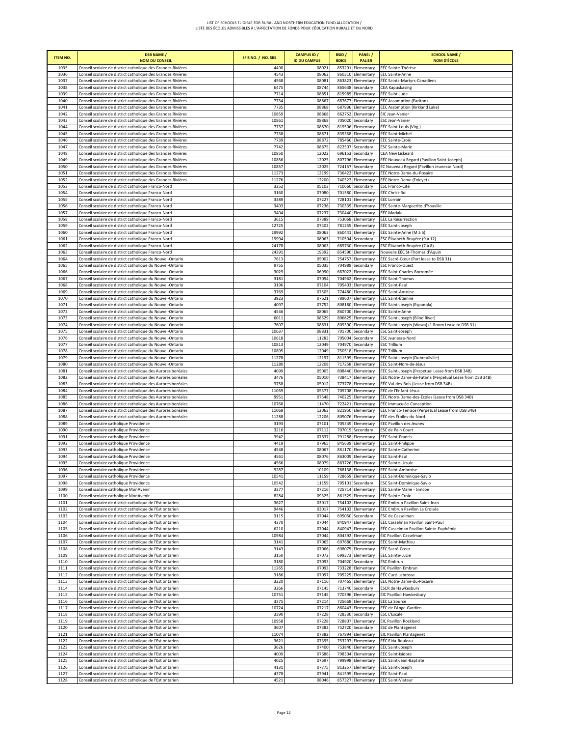LIST OF SCHOOLS ELIGIBLE FOR RURAL AND NORTHERN EDUCATION FUND ALLOCATION /
LISTE DES ÉCOLES ADMISSIBLES À L'AFFECTATION DE FONDS POUR L'ÉDUCATION RURALE ET DU NORD

| ITEM NO. | DSB NAME / NOM DU CONSEIL | SFIS NO. / NO. SIIS | CAMPUS ID / ID DU CAMPUS | BSID / BDICE | PANEL / PALIER | SCHOOL NAME / NOM D'ÉCOLE |
|---|---|---|---|---|---|---|
| 1035 | Conseil scolaire de district catholique des Grandes Rivières | 4490 | 08021 | 853291 | Elementary | ÉÉC Sainte-Thérèse |
| 1036 | Conseil scolaire de district catholique des Grandes Rivières | 4543 | 08062 | 860310 | Elementary | ÉÉC Sainte-Anne |
| 1037 | Conseil scolaire de district catholique des Grandes Rivières | 4568 | 08081 | 863823 | Elementary | ÉÉC Saints-Martyrs-Canadiens |
| 1038 | Conseil scolaire de district catholique des Grandes Rivières | 6475 | 08744 | 865638 | Secondary | CEA Kapuskasing |
| 1039 | Conseil scolaire de district catholique des Grandes Rivières | 7714 | 08851 | 815985 | Elementary | ÉÉC Saint-Jude |
| 1040 | Conseil scolaire de district catholique des Grandes Rivières | 7734 | 08867 | 687677 | Elementary | ÉÉC Assomption (Earlton) |
| 1041 | Conseil scolaire de district catholique des Grandes Rivières | 7735 | 08868 | 687936 | Elementary | ÉÉC Assomption (Kirkland Lake) |
| 1042 | Conseil scolaire de district catholique des Grandes Rivières | 10859 | 08868 | 862752 | Elementary | ÉIC Jean-Vanier |
| 1043 | Conseil scolaire de district catholique des Grandes Rivières | 10861 | 08868 | 705020 | Secondary | ÉSC Jean-Vanier |
| 1044 | Conseil scolaire de district catholique des Grandes Rivières | 7737 | 08870 | 819506 | Elementary | ÉÉC Saint-Louis (Virg.) |
| 1045 | Conseil scolaire de district catholique des Grandes Rivières | 7738 | 08871 | 835358 | Elementary | ÉÉC Saint-Michel |
| 1046 | Conseil scolaire de district catholique des Grandes Rivières | 7739 | 08872 | 785466 | Elementary | ÉÉC Sainte-Croix |
| 1047 | Conseil scolaire de district catholique des Grandes Rivières | 7742 | 08875 | 822507 | Secondary | ÉSC Sainte-Marie |
| 1048 | Conseil scolaire de district catholique des Grandes Rivières | 10850 | 12022 | 696153 | Secondary | CEA New Liskeard |
| 1049 | Conseil scolaire de district catholique des Grandes Rivières | 10856 | 12025 | 807796 | Elementary | ÉÉC Nouveau Regard (Pavillon Saint-Joseph) |
| 1050 | Conseil scolaire de district catholique des Grandes Rivières | 10857 | 12025 | 724157 | Secondary | ÉC Nouveau Regard (Pavillon Jeunesse Nord) |
| 1051 | Conseil scolaire de district catholique des Grandes Rivières | 11273 | 12199 | 736422 | Elementary | ÉÉC Notre-Dame-du-Rosaire |
| 1052 | Conseil scolaire de district catholique des Grandes Rivières | 11276 | 12200 | 740322 | Elementary | ÉÉC Notre-Dame (Foleyet) |
| 1053 | Conseil scolaire de district catholique Franco-Nord | 3252 | 05103 | 710660 | Secondary | ÉSC Franco-Cité |
| 1054 | Conseil scolaire de district catholique Franco-Nord | 3160 | 07080 | 701580 | Elementary | ÉÉC Christ-Roi |
| 1055 | Conseil scolaire de district catholique Franco-Nord | 3389 | 07227 | 728101 | Elementary | ÉÉC Lorrain |
| 1056 | Conseil scolaire de district catholique Franco-Nord | 3403 | 07236 | 730335 | Elementary | ÉÉC Sainte-Marguerite-d'Youville |
| 1057 | Conseil scolaire de district catholique Franco-Nord | 3404 | 07237 | 730440 | Elementary | ÉÉC Mariale |
| 1058 | Conseil scolaire de district catholique Franco-Nord | 3615 | 07389 | 753068 | Elementary | ÉÉC La Résurrection |
| 1059 | Conseil scolaire de district catholique Franco-Nord | 12725 | 07402 | 781255 | Elementary | ÉÉC Saint-Joseph |
| 1060 | Conseil scolaire de district catholique Franco-Nord | 19992 | 08063 | 860441 | Elementary | ÉÉC Sainte-Anne (M à 6) |
| 1061 | Conseil scolaire de district catholique Franco-Nord | 19994 | 08063 | 710504 | Secondary | ÉSC Élisabeth-Bruyère (9 à 12) |
| 1062 | Conseil scolaire de district catholique Franco-Nord | 24178 | 08063 | 689730 | Elementary | ÉSC Élisabeth-Bruyère (7 à 8) |
| 1063 | Conseil scolaire de district catholique Franco-Nord | 24391 | 19392 | 854590 | Elementary | Nouvelle ÉÉC St-Thomas d'Aquin |
| 1064 | Conseil scolaire de district catholique du Nouvel-Ontario | 7613 | 05002 | 754757 | Elementary | ÉÉC Sacré-Cœur (Part lease to DSB 31) |
| 1065 | Conseil scolaire de district catholique du Nouvel-Ontario | 9755 | 05035 | 704989 | Secondary | ÉSC Franco-Ouest |
| 1066 | Conseil scolaire de district catholique du Nouvel-Ontario | 3029 | 06990 | 687022 | Elementary | ÉÉC Saint-Charles-Borromée |
| 1067 | Conseil scolaire de district catholique du Nouvel-Ontario | 3181 | 07094 | 704962 | Elementary | ÉÉC Saint-Thomas |
| 1068 | Conseil scolaire de district catholique du Nouvel-Ontario | 3196 | 07104 | 705403 | Elementary | ÉÉC Saint-Paul |
| 1069 | Conseil scolaire de district catholique du Nouvel-Ontario | 3769 | 07505 | 774480 | Elementary | ÉÉC Saint-Antoine |
| 1070 | Conseil scolaire de district catholique du Nouvel-Ontario | 3923 | 07621 | 789607 | Elementary | ÉÉC Saint-Étienne |
| 1071 | Conseil scolaire de district catholique du Nouvel-Ontario | 4097 | 07752 | 808180 | Elementary | ÉÉC Saint-Joseph (Espanola) |
| 1072 | Conseil scolaire de district catholique du Nouvel-Ontario | 4546 | 08065 | 860700 | Elementary | ÉÉC Sainte-Anne |
| 1073 | Conseil scolaire de district catholique du Nouvel-Ontario | 6011 | 08529 | 806625 | Elementary | ÉÉC Saint-Joseph (Blind River) |
| 1074 | Conseil scolaire de district catholique du Nouvel-Ontario | 7607 | 08831 | 809390 | Elementary | ÉÉC Saint-Joseph (Wawa) (1 Room Lease to DSB 31) |
| 1075 | Conseil scolaire de district catholique du Nouvel-Ontario | 10637 | 08831 | 701700 | Secondary | ÉSC Saint-Joseph |
| 1076 | Conseil scolaire de district catholique du Nouvel-Ontario | 10618 | 11283 | 705004 | Secondary | ÉSC Jeunesse-Nord |
| 1077 | Conseil scolaire de district catholique du Nouvel-Ontario | 10813 | 12049 | 704970 | Secondary | ÉSC Trillium |
| 1078 | Conseil scolaire de district catholique du Nouvel-Ontario | 10895 | 12049 | 750518 | Elementary | ÉÉC Trillium |
| 1079 | Conseil scolaire de district catholique du Nouvel-Ontario | 11278 | 12197 | 811599 | Elementary | ÉÉC Saint-Joseph (Dubreuilville) |
| 1080 | Conseil scolaire de district catholique du Nouvel-Ontario | 11280 | 12208 | 717258 | Elementary | ÉÉC Saint-Nom-de-Jésus |
| 1081 | Conseil scolaire de district catholique des Aurores boréales | 4099 | 05005 | 808440 | Elementary | ÉÉC Saint-Joseph (Perpetual Lease from DSB 34B) |
| 1082 | Conseil scolaire de district catholique des Aurores boréales | 3476 | 05010 | 738417 | Elementary | ÉÉC Notre-Dame-de-Fatima (Perpetual Lease from DSB 34B) |
| 1083 | Conseil scolaire de district catholique des Aurores boréales | 3758 | 05012 | 773778 | Elementary | ÉÉC Val-des-Bois (Lease from DSB 34B) |
| 1084 | Conseil scolaire de district catholique des Aurores boréales | 11039 | 05377 | 705708 | Elementary | ÉÉC de l'Enfant-Jésus |
| 1085 | Conseil scolaire de district catholique des Aurores boréales | 9951 | 07548 | 740225 | Elementary | ÉÉC Notre-Dame-des-Écoles (Lease from DSB 34B) |
| 1086 | Conseil scolaire de district catholique des Aurores boréales | 10768 | 11470 | 722421 | Elementary | ÉÉC Immaculée-Conception |
| 1087 | Conseil scolaire de district catholique des Aurores boréales | 11069 | 12063 | 821950 | Elementary | ÉÉC Franco-Terrace (Perpetual Lease from DSB 34B) |
| 1088 | Conseil scolaire de district catholique des Aurores boréales | 11288 | 12206 | 805076 | Elementary | ÉÉC des Étoiles-du-Nord |
| 1089 | Conseil scolaire catholique Providence | 3193 | 07101 | 705349 | Elementary | EEC Pavillon des Jeunes |
| 1090 | Conseil scolaire catholique Providence | 3216 | 07112 | 707015 | Secondary | ESC de Pain Court |
| 1091 | Conseil scolaire catholique Providence | 3942 | 07637 | 791288 | Elementary | EEC Saint-Francis |
| 1092 | Conseil scolaire catholique Providence | 4419 | 07965 | 845639 | Elementary | EEC Saint-Philippe |
| 1093 | Conseil scolaire catholique Providence | 4548 | 08067 | 861170 | Elementary | EEC Sainte-Catherine |
| 1094 | Conseil scolaire catholique Providence | 4561 | 08076 | 863009 | Elementary | EEC Saint-Paul |
| 1095 | Conseil scolaire catholique Providence | 4566 | 08079 | 863726 | Elementary | EEC Sainte-Ursule |
| 1096 | Conseil scolaire catholique Providence | 9287 | 10109 | 768138 | Elementary | EEC Saint-Ambroise |
| 1097 | Conseil scolaire catholique Providence | 10541 | 11159 | 728659 | Elementary | EEC Saint-Dominique-Savio |
| 1098 | Conseil scolaire catholique Providence | 10542 | 11159 | 705101 | Secondary | ESC Saint-Dominique-Savio |
| 1099 | Conseil scolaire catholique MonAvenir | 3377 | 07216 | 725714 | Elementary | ÉÉC Sainte-Marie - Simcoe |
| 1100 | Conseil scolaire catholique MonAvenir | 8284 | 09325 | 861529 | Elementary | ÉÉC Sainte-Croix |
| 1101 | Conseil scolaire de district catholique de l'Est ontarien | 3627 | 03017 | 754102 | Elementary | ÉÉC Embrun Pavillon Saint-Jean |
| 1102 | Conseil scolaire de district catholique de l'Est ontarien | 9446 | 03017 | 754102 | Elementary | ÉÉC Embrun Pavillon La Croisée |
| 1103 | Conseil scolaire de district catholique de l'Est ontarien | 3115 | 07044 | 695050 | Secondary | ÉSC de Casselman |
| 1104 | Conseil scolaire de district catholique de l'Est ontarien | 4370 | 07044 | 840947 | Elementary | ÉÉC Casselman Pavillon Saint-Paul |
| 1105 | Conseil scolaire de district catholique de l'Est ontarien | 6210 | 07044 | 840947 | Elementary | ÉÉC Casselman Pavillon Sainte-Euphémie |
| 1106 | Conseil scolaire de district catholique de l'Est ontarien | 10984 | 07044 | 804392 | Elementary | ÉIC Pavillon Casselman |
| 1107 | Conseil scolaire de district catholique de l'Est ontarien | 3141 | 07065 | 697680 | Elementary | ÉÉC Saint-Mathieu |
| 1108 | Conseil scolaire de district catholique de l'Est ontarien | 3143 | 07066 | 698075 | Elementary | ÉÉC Sacré-Cœur |
| 1109 | Conseil scolaire de district catholique de l'Est ontarien | 3150 | 07072 | 699373 | Elementary | ÉÉC Sainte-Lucie |
| 1110 | Conseil scolaire de district catholique de l'Est ontarien | 3180 | 07093 | 704920 | Secondary | ÉSC Embrun |
| 1111 | Conseil scolaire de district catholique de l'Est ontarien | 11265 | 07093 | 733228 | Elementary | ÉIC Pavillon Embrun |
| 1112 | Conseil scolaire de district catholique de l'Est ontarien | 3186 | 07097 | 705225 | Elementary | ÉÉC Curé-Labrosse |
| 1113 | Conseil scolaire de district catholique de l'Est ontarien | 3220 | 07116 | 707465 | Elementary | ÉÉC Notre-Dame-du-Rosaire |
| 1114 | Conseil scolaire de district catholique de l'Est ontarien | 3266 | 07145 | 713740 | Secondary | ÉSCR de Hawkesbury |
| 1115 | Conseil scolaire de district catholique de l'Est ontarien | 10751 | 07145 | 770396 | Elementary | ÉIC Pavillon Hawkesbury |
| 1116 | Conseil scolaire de district catholique de l'Est ontarien | 3375 | 07214 | 725668 | Elementary | ÉÉC La Source |
| 1117 | Conseil scolaire de district catholique de l'Est ontarien | 10724 | 07217 | 860443 | Elementary | ÉÉC de l'Ange-Gardien |
| 1118 | Conseil scolaire de district catholique de l'Est ontarien | 3390 | 07228 | 728330 | Secondary | ÉSC L'Escale |
| 1119 | Conseil scolaire de district catholique de l'Est ontarien | 10958 | 07228 | 728807 | Elementary | ÉIC Pavillon Rockland |
| 1120 | Conseil scolaire de district catholique de l'Est ontarien | 3607 | 07382 | 752720 | Secondary | ÉSC de Plantagenet |
| 1121 | Conseil scolaire de district catholique de l'Est ontarien | 11074 | 07382 | 767894 | Elementary | ÉIC Pavillon Plantagenet |
| 1122 | Conseil scolaire de district catholique de l'Est ontarien | 3621 | 07395 | 753297 | Elementary | ÉÉC Elda-Rouleau |
| 1123 | Conseil scolaire de district catholique de l'Est ontarien | 3626 | 07400 | 753840 | Elementary | ÉÉC Saint-Joseph |
| 1124 | Conseil scolaire de district catholique de l'Est ontarien | 4009 | 07686 | 798304 | Elementary | ÉÉC Saint-Isidore |
| 1125 | Conseil scolaire de district catholique de l'Est ontarien | 4025 | 07697 | 799998 | Elementary | ÉÉC Saint-Jean-Baptiste |
| 1126 | Conseil scolaire de district catholique de l'Est ontarien | 4131 | 07775 | 813257 | Elementary | ÉÉC Saint-Joseph |
| 1127 | Conseil scolaire de district catholique de l'Est ontarien | 4378 | 07941 | 841595 | Elementary | ÉÉC Saint-Paul |
| 1128 | Conseil scolaire de district catholique de l'Est ontarien | 4521 | 08046 | 857327 | Elementary | ÉÉC Saint-Viateur |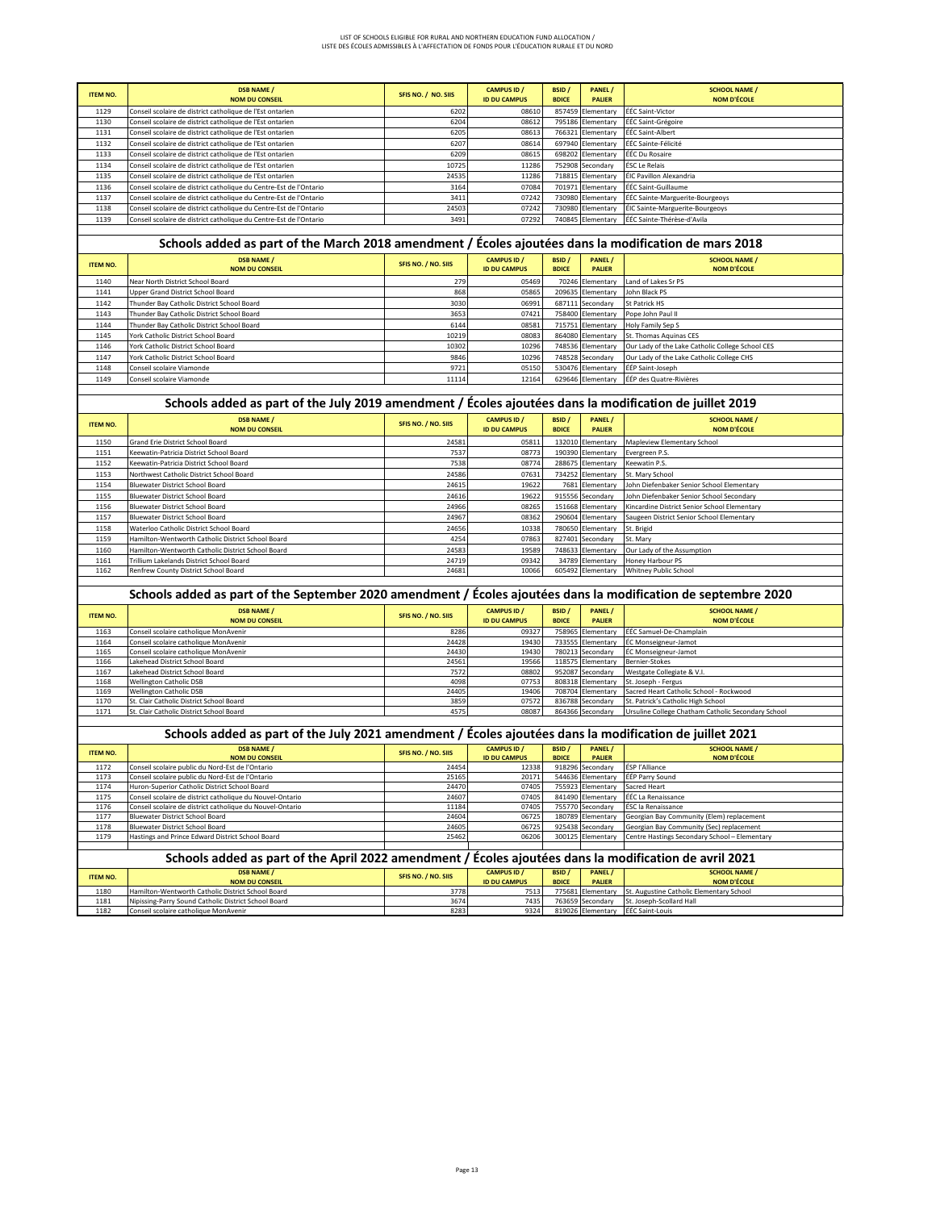LIST OF SCHOOLS ELIGIBLE FOR RURAL AND NORTHERN EDUCATION FUND ALLOCATION /
LISTE DES ÉCOLES ADMISSIBLES À L'AFFECTATION DE FONDS POUR L'ÉDUCATION RURALE ET DU NORD

| ITEM NO. | DSB NAME / NOM DU CONSEIL | SFIS NO. / NO. SIIS | CAMPUS ID / ID DU CAMPUS | BSID / BDICE | PANEL / PALIER | SCHOOL NAME / NOM D'ÉCOLE |
|---|---|---|---|---|---|---|
| 1129 | Conseil scolaire de district catholique de l'Est ontarien | 6202 | 08610 | 857459 | Elementary | ÉÉC Saint-Victor |
| 1130 | Conseil scolaire de district catholique de l'Est ontarien | 6204 | 08612 | 795186 | Elementary | ÉÉC Saint-Grégoire |
| 1131 | Conseil scolaire de district catholique de l'Est ontarien | 6205 | 08613 | 766321 | Elementary | ÉÉC Saint-Albert |
| 1132 | Conseil scolaire de district catholique de l'Est ontarien | 6207 | 08614 | 697940 | Elementary | ÉÉC Sainte-Félicité |
| 1133 | Conseil scolaire de district catholique de l'Est ontarien | 6209 | 08615 | 698202 | Elementary | ÉÉC Du Rosaire |
| 1134 | Conseil scolaire de district catholique de l'Est ontarien | 10725 | 11286 | 752908 | Secondary | ÉSC Le Relais |
| 1135 | Conseil scolaire de district catholique de l'Est ontarien | 24535 | 11286 | 718815 | Elementary | ÉIC Pavillon Alexandria |
| 1136 | Conseil scolaire de district catholique du Centre-Est de l'Ontario | 3164 | 07084 | 701971 | Elementary | ÉÉC Saint-Guillaume |
| 1137 | Conseil scolaire de district catholique du Centre-Est de l'Ontario | 3411 | 07242 | 730980 | Elementary | ÉÉC Sainte-Marguerite-Bourgeoys |
| 1138 | Conseil scolaire de district catholique du Centre-Est de l'Ontario | 24503 | 07242 | 730980 | Elementary | ÉIC Sainte-Marguerite-Bourgeoys |
| 1139 | Conseil scolaire de district catholique du Centre-Est de l'Ontario | 3491 | 07292 | 740845 | Elementary | ÉÉC Sainte-Thérèse-d'Avila |

## Schools added as part of the March 2018 amendment / Écoles ajoutées dans la modification de mars 2018

| ITEM NO. | DSB NAME / NOM DU CONSEIL | SFIS NO. / NO. SIIS | CAMPUS ID / ID DU CAMPUS | BSID / BDICE | PANEL / PALIER | SCHOOL NAME / NOM D'ÉCOLE |
|---|---|---|---|---|---|---|
| 1140 | Near North District School Board | 279 | 05469 | 70246 | Elementary | Land of Lakes Sr PS |
| 1141 | Upper Grand District School Board | 868 | 05865 | 209635 | Elementary | John Black PS |
| 1142 | Thunder Bay Catholic District School Board | 3030 | 06991 | 687111 | Secondary | St Patrick HS |
| 1143 | Thunder Bay Catholic District School Board | 3653 | 07421 | 758400 | Elementary | Pope John Paul II |
| 1144 | Thunder Bay Catholic District School Board | 6144 | 08581 | 715751 | Elementary | Holy Family Sep S |
| 1145 | York Catholic District School Board | 10219 | 08083 | 864080 | Elementary | St. Thomas Aquinas CES |
| 1146 | York Catholic District School Board | 10302 | 10296 | 748536 | Elementary | Our Lady of the Lake Catholic College School CES |
| 1147 | York Catholic District School Board | 9846 | 10296 | 748528 | Secondary | Our Lady of the Lake Catholic College CHS |
| 1148 | Conseil scolaire Viamonde | 9721 | 05150 | 530476 | Elementary | ÉÉP Saint-Joseph |
| 1149 | Conseil scolaire Viamonde | 11114 | 12164 | 629646 | Elementary | ÉÉP des Quatre-Rivières |

## Schools added as part of the July 2019 amendment / Écoles ajoutées dans la modification de juillet 2019

| ITEM NO. | DSB NAME / NOM DU CONSEIL | SFIS NO. / NO. SIIS | CAMPUS ID / ID DU CAMPUS | BSID / BDICE | PANEL / PALIER | SCHOOL NAME / NOM D'ÉCOLE |
|---|---|---|---|---|---|---|
| 1150 | Grand Erie District School Board | 24581 | 05811 | 132010 | Elementary | Mapleview Elementary School |
| 1151 | Keewatin-Patricia District School Board | 7537 | 08773 | 190390 | Elementary | Evergreen P.S. |
| 1152 | Keewatin-Patricia District School Board | 7538 | 08774 | 288675 | Elementary | Keewatin P.S. |
| 1153 | Northwest Catholic District School Board | 24586 | 07631 | 734252 | Elementary | St. Mary School |
| 1154 | Bluewater District School Board | 24615 | 19622 | 7681 | Elementary | John Diefenbaker Senior School Elementary |
| 1155 | Bluewater District School Board | 24616 | 19622 | 915556 | Secondary | John Diefenbaker Senior School Secondary |
| 1156 | Bluewater District School Board | 24966 | 08265 | 151668 | Elementary | Kincardine District Senior School Elementary |
| 1157 | Bluewater District School Board | 24967 | 08362 | 290604 | Elementary | Saugeen District Senior School Elementary |
| 1158 | Waterloo Catholic District School Board | 24656 | 10338 | 780650 | Elementary | St. Brigid |
| 1159 | Hamilton-Wentworth Catholic District School Board | 4254 | 07863 | 827401 | Secondary | St. Mary |
| 1160 | Hamilton-Wentworth Catholic District School Board | 24583 | 19589 | 748633 | Elementary | Our Lady of the Assumption |
| 1161 | Trillium Lakelands District School Board | 24719 | 09342 | 34789 | Elementary | Honey Harbour PS |
| 1162 | Renfrew County District School Board | 24681 | 10066 | 605492 | Elementary | Whitney Public School |

## Schools added as part of the September 2020 amendment / Écoles ajoutées dans la modification de septembre 2020

| ITEM NO. | DSB NAME / NOM DU CONSEIL | SFIS NO. / NO. SIIS | CAMPUS ID / ID DU CAMPUS | BSID / BDICE | PANEL / PALIER | SCHOOL NAME / NOM D'ÉCOLE |
|---|---|---|---|---|---|---|
| 1163 | Conseil scolaire catholique MonAvenir | 8286 | 09327 | 758965 | Elementary | ÉÉC Samuel-De-Champlain |
| 1164 | Conseil scolaire catholique MonAvenir | 24428 | 19430 | 733555 | Elementary | ÉC Monseigneur-Jamot |
| 1165 | Conseil scolaire catholique MonAvenir | 24430 | 19430 | 780213 | Secondary | ÉC Monseigneur-Jamot |
| 1166 | Lakehead District School Board | 24561 | 19566 | 118575 | Elementary | Bernier-Stokes |
| 1167 | Lakehead District School Board | 7572 | 08802 | 952087 | Secondary | Westgate Collegiate & V.I. |
| 1168 | Wellington Catholic DSB | 4098 | 07753 | 808318 | Elementary | St. Joseph - Fergus |
| 1169 | Wellington Catholic DSB | 24405 | 19406 | 708704 | Elementary | Sacred Heart Catholic School - Rockwood |
| 1170 | St. Clair Catholic District School Board | 3859 | 07572 | 836788 | Secondary | St. Patrick's Catholic High School |
| 1171 | St. Clair Catholic District School Board | 4575 | 08087 | 864366 | Secondary | Ursuline College Chatham Catholic Secondary School |

## Schools added as part of the July 2021 amendment / Écoles ajoutées dans la modification de juillet 2021

| ITEM NO. | DSB NAME / NOM DU CONSEIL | SFIS NO. / NO. SIIS | CAMPUS ID / ID DU CAMPUS | BSID / BDICE | PANEL / PALIER | SCHOOL NAME / NOM D'ÉCOLE |
|---|---|---|---|---|---|---|
| 1172 | Conseil scolaire public du Nord-Est de l'Ontario | 24454 | 12338 | 918296 | Secondary | ÉSP l'Alliance |
| 1173 | Conseil scolaire public du Nord-Est de l'Ontario | 25165 | 20171 | 544636 | Elementary | ÉÉP Parry Sound |
| 1174 | Huron-Superior Catholic District School Board | 24470 | 07405 | 755923 | Elementary | Sacred Heart |
| 1175 | Conseil scolaire de district catholique du Nouvel-Ontario | 24607 | 07405 | 841490 | Elementary | ÉÉC La Renaissance |
| 1176 | Conseil scolaire de district catholique du Nouvel-Ontario | 11184 | 07405 | 755770 | Secondary | ÉSC la Renaissance |
| 1177 | Bluewater District School Board | 24604 | 06725 | 180789 | Elementary | Georgian Bay Community (Elem) replacement |
| 1178 | Bluewater District School Board | 24605 | 06725 | 925438 | Secondary | Georgian Bay Community (Sec) replacement |
| 1179 | Hastings and Prince Edward District School Board | 25462 | 06206 | 300125 | Elementary | Centre Hastings Secondary School – Elementary |

## Schools added as part of the April 2022 amendment / Écoles ajoutées dans la modification de avril 2021

| ITEM NO. | DSB NAME / NOM DU CONSEIL | SFIS NO. / NO. SIIS | CAMPUS ID / ID DU CAMPUS | BSID / BDICE | PANEL / PALIER | SCHOOL NAME / NOM D'ÉCOLE |
|---|---|---|---|---|---|---|
| 1180 | Hamilton-Wentworth Catholic District School Board | 3778 | 7513 | 775681 | Elementary | St. Augustine Catholic Elementary School |
| 1181 | Nipissing-Parry Sound Catholic District School Board | 3674 | 7435 | 763659 | Secondary | St. Joseph-Scollard Hall |
| 1182 | Conseil scolaire catholique MonAvenir | 8283 | 9324 | 819026 | Elementary | ÉÉC Saint-Louis |